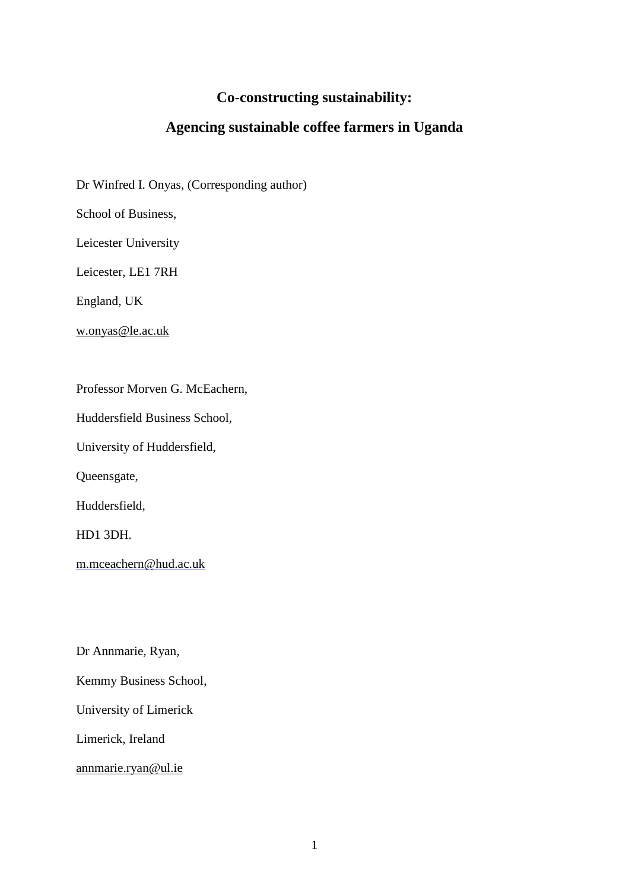# Co-constructing sustainability:

# Agencing sustainable coffee farmers in Uganda

Dr Winfred I. Onyas, (Corresponding author)

School of Business,

Leicester University

Leicester, LE1 7RH

England, UK

w.onyas@le.ac.uk

Professor Morven G. McEachern,

Huddersfield Business School,

University of Huddersfield,

Queensgate,

Huddersfield,

HD1 3DH.

m.mceachern@hud.ac.uk

Dr Annmarie, Ryan,

Kemmy Business School,

University of Limerick

Limerick, Ireland

annmarie.ryan@ul.ie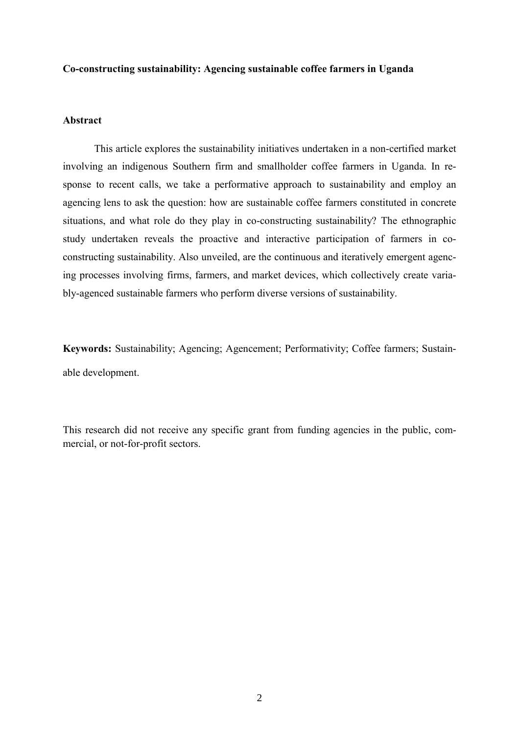**Co-constructing sustainability: Agencing sustainable coffee farmers in Uganda**

## Abstract

This article explores the sustainability initiatives undertaken in a non-certified market involving an indigenous Southern firm and smallholder coffee farmers in Uganda. In response to recent calls, we take a performative approach to sustainability and employ an agencing lens to ask the question: how are sustainable coffee farmers constituted in concrete situations, and what role do they play in co-constructing sustainability? The ethnographic study undertaken reveals the proactive and interactive participation of farmers in co-constructing sustainability. Also unveiled, are the continuous and iteratively emergent agencing processes involving firms, farmers, and market devices, which collectively create variably-agenced sustainable farmers who perform diverse versions of sustainability.

**Keywords:** Sustainability; Agencing; Agencement; Performativity; Coffee farmers; Sustainable development.

This research did not receive any specific grant from funding agencies in the public, commercial, or not-for-profit sectors.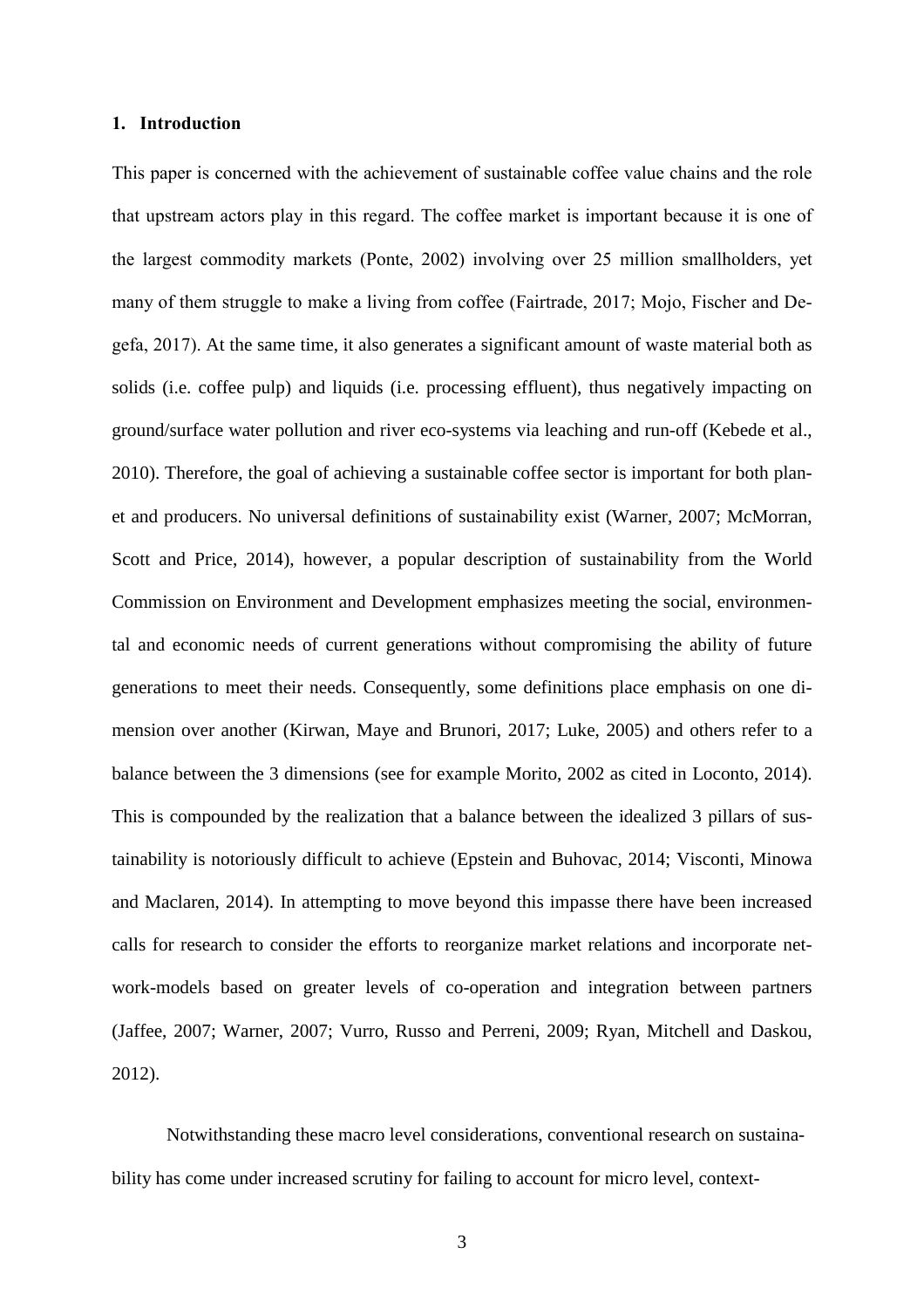## 1. Introduction

This paper is concerned with the achievement of sustainable coffee value chains and the role that upstream actors play in this regard. The coffee market is important because it is one of the largest commodity markets (Ponte, 2002) involving over 25 million smallholders, yet many of them struggle to make a living from coffee (Fairtrade, 2017; Mojo, Fischer and Degefa, 2017). At the same time, it also generates a significant amount of waste material both as solids (i.e. coffee pulp) and liquids (i.e. processing effluent), thus negatively impacting on ground/surface water pollution and river eco-systems via leaching and run-off (Kebede et al., 2010). Therefore, the goal of achieving a sustainable coffee sector is important for both planet and producers. No universal definitions of sustainability exist (Warner, 2007; McMorran, Scott and Price, 2014), however, a popular description of sustainability from the World Commission on Environment and Development emphasizes meeting the social, environmental and economic needs of current generations without compromising the ability of future generations to meet their needs. Consequently, some definitions place emphasis on one dimension over another (Kirwan, Maye and Brunori, 2017; Luke, 2005) and others refer to a balance between the 3 dimensions (see for example Morito, 2002 as cited in Loconto, 2014). This is compounded by the realization that a balance between the idealized 3 pillars of sustainability is notoriously difficult to achieve (Epstein and Buhovac, 2014; Visconti, Minowa and Maclaren, 2014). In attempting to move beyond this impasse there have been increased calls for research to consider the efforts to reorganize market relations and incorporate network-models based on greater levels of co-operation and integration between partners (Jaffee, 2007; Warner, 2007; Vurro, Russo and Perreni, 2009; Ryan, Mitchell and Daskou, 2012).

Notwithstanding these macro level considerations, conventional research on sustainability has come under increased scrutiny for failing to account for micro level, context-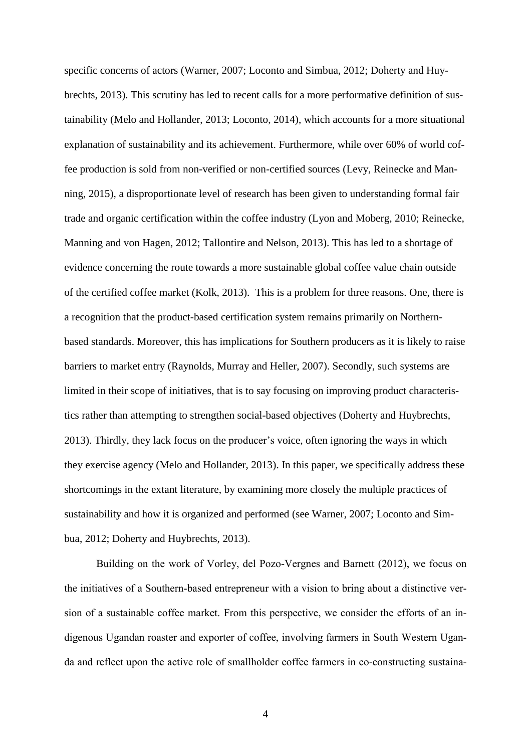specific concerns of actors (Warner, 2007; Loconto and Simbua, 2012; Doherty and Huybrechts, 2013). This scrutiny has led to recent calls for a more performative definition of sustainability (Melo and Hollander, 2013; Loconto, 2014), which accounts for a more situational explanation of sustainability and its achievement. Furthermore, while over 60% of world coffee production is sold from non-verified or non-certified sources (Levy, Reinecke and Manning, 2015), a disproportionate level of research has been given to understanding formal fair trade and organic certification within the coffee industry (Lyon and Moberg, 2010; Reinecke, Manning and von Hagen, 2012; Tallontire and Nelson, 2013). This has led to a shortage of evidence concerning the route towards a more sustainable global coffee value chain outside of the certified coffee market (Kolk, 2013). This is a problem for three reasons. One, there is a recognition that the product-based certification system remains primarily on Northern-based standards. Moreover, this has implications for Southern producers as it is likely to raise barriers to market entry (Raynolds, Murray and Heller, 2007). Secondly, such systems are limited in their scope of initiatives, that is to say focusing on improving product characteristics rather than attempting to strengthen social-based objectives (Doherty and Huybrechts, 2013). Thirdly, they lack focus on the producer's voice, often ignoring the ways in which they exercise agency (Melo and Hollander, 2013). In this paper, we specifically address these shortcomings in the extant literature, by examining more closely the multiple practices of sustainability and how it is organized and performed (see Warner, 2007; Loconto and Simbua, 2012; Doherty and Huybrechts, 2013).

Building on the work of Vorley, del Pozo-Vergnes and Barnett (2012), we focus on the initiatives of a Southern-based entrepreneur with a vision to bring about a distinctive version of a sustainable coffee market. From this perspective, we consider the efforts of an indigenous Ugandan roaster and exporter of coffee, involving farmers in South Western Uganda and reflect upon the active role of smallholder coffee farmers in co-constructing sustaina-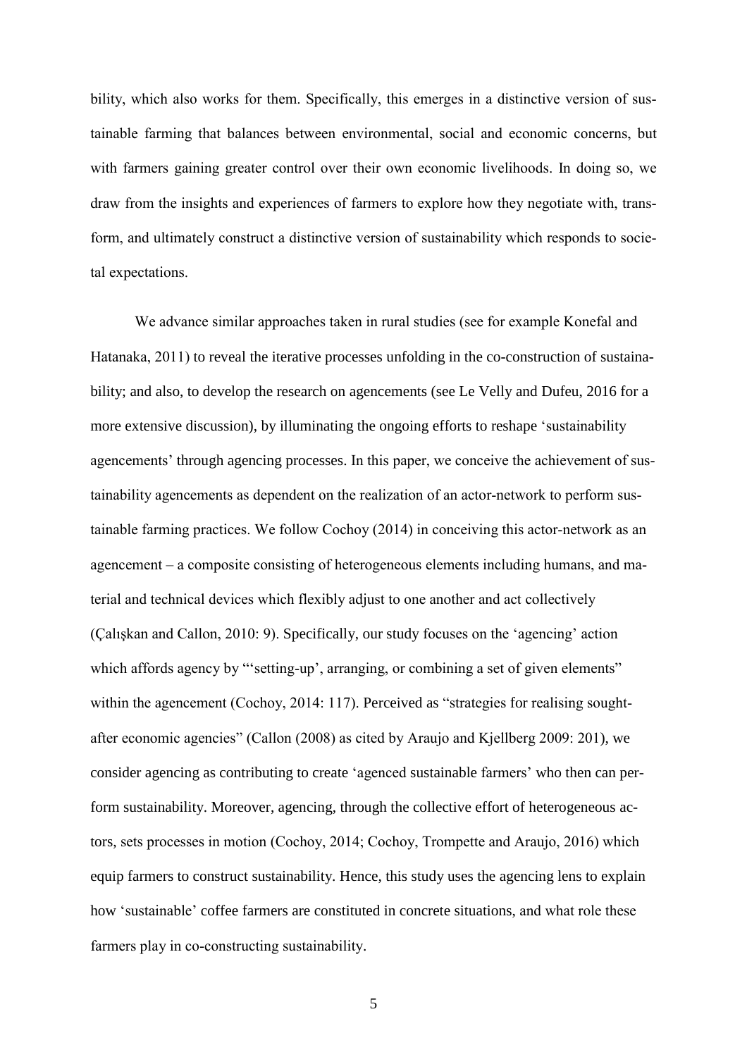bility, which also works for them. Specifically, this emerges in a distinctive version of sustainable farming that balances between environmental, social and economic concerns, but with farmers gaining greater control over their own economic livelihoods. In doing so, we draw from the insights and experiences of farmers to explore how they negotiate with, transform, and ultimately construct a distinctive version of sustainability which responds to societal expectations.

We advance similar approaches taken in rural studies (see for example Konefal and Hatanaka, 2011) to reveal the iterative processes unfolding in the co-construction of sustainability; and also, to develop the research on agencements (see Le Velly and Dufeu, 2016 for a more extensive discussion), by illuminating the ongoing efforts to reshape 'sustainability agencements' through agencing processes. In this paper, we conceive the achievement of sustainability agencements as dependent on the realization of an actor-network to perform sustainable farming practices. We follow Cochoy (2014) in conceiving this actor-network as an agencement – a composite consisting of heterogeneous elements including humans, and material and technical devices which flexibly adjust to one another and act collectively (Çalışkan and Callon, 2010: 9). Specifically, our study focuses on the 'agencing' action which affords agency by "'setting-up', arranging, or combining a set of given elements" within the agencement (Cochoy, 2014: 117). Perceived as "strategies for realising sought-after economic agencies" (Callon (2008) as cited by Araujo and Kjellberg 2009: 201), we consider agencing as contributing to create 'agenced sustainable farmers' who then can perform sustainability. Moreover, agencing, through the collective effort of heterogeneous actors, sets processes in motion (Cochoy, 2014; Cochoy, Trompette and Araujo, 2016) which equip farmers to construct sustainability. Hence, this study uses the agencing lens to explain how 'sustainable' coffee farmers are constituted in concrete situations, and what role these farmers play in co-constructing sustainability.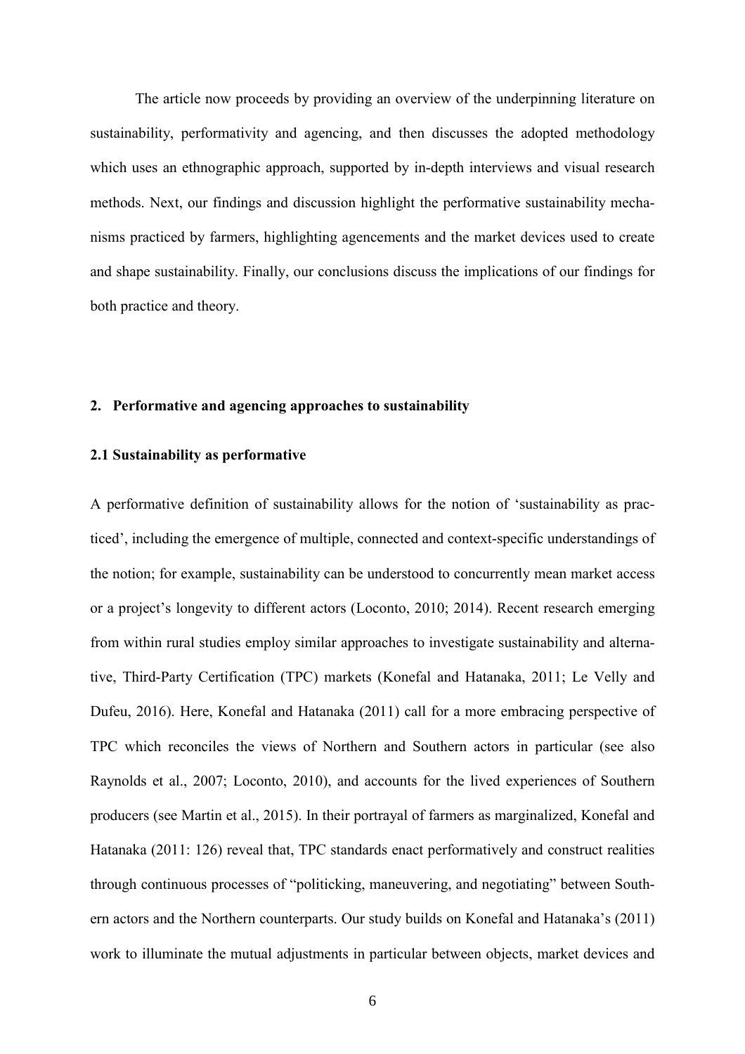The article now proceeds by providing an overview of the underpinning literature on sustainability, performativity and agencing, and then discusses the adopted methodology which uses an ethnographic approach, supported by in-depth interviews and visual research methods. Next, our findings and discussion highlight the performative sustainability mechanisms practiced by farmers, highlighting agencements and the market devices used to create and shape sustainability. Finally, our conclusions discuss the implications of our findings for both practice and theory.

## 2. Performative and agencing approaches to sustainability

### 2.1 Sustainability as performative

A performative definition of sustainability allows for the notion of 'sustainability as practiced', including the emergence of multiple, connected and context-specific understandings of the notion; for example, sustainability can be understood to concurrently mean market access or a project's longevity to different actors (Loconto, 2010; 2014). Recent research emerging from within rural studies employ similar approaches to investigate sustainability and alternative, Third-Party Certification (TPC) markets (Konefal and Hatanaka, 2011; Le Velly and Dufeu, 2016). Here, Konefal and Hatanaka (2011) call for a more embracing perspective of TPC which reconciles the views of Northern and Southern actors in particular (see also Raynolds et al., 2007; Loconto, 2010), and accounts for the lived experiences of Southern producers (see Martin et al., 2015). In their portrayal of farmers as marginalized, Konefal and Hatanaka (2011: 126) reveal that, TPC standards enact performatively and construct realities through continuous processes of "politicking, maneuvering, and negotiating" between Southern actors and the Northern counterparts. Our study builds on Konefal and Hatanaka's (2011) work to illuminate the mutual adjustments in particular between objects, market devices and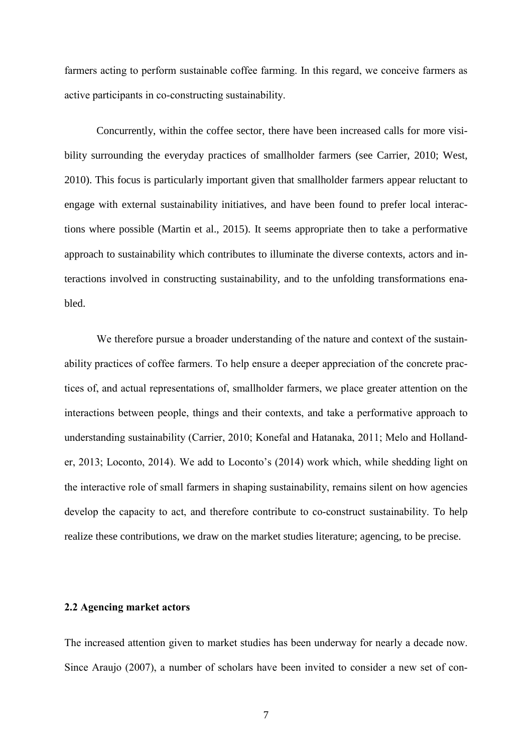farmers acting to perform sustainable coffee farming. In this regard, we conceive farmers as active participants in co-constructing sustainability.

Concurrently, within the coffee sector, there have been increased calls for more visibility surrounding the everyday practices of smallholder farmers (see Carrier, 2010; West, 2010). This focus is particularly important given that smallholder farmers appear reluctant to engage with external sustainability initiatives, and have been found to prefer local interactions where possible (Martin et al., 2015). It seems appropriate then to take a performative approach to sustainability which contributes to illuminate the diverse contexts, actors and interactions involved in constructing sustainability, and to the unfolding transformations enabled.

We therefore pursue a broader understanding of the nature and context of the sustainability practices of coffee farmers. To help ensure a deeper appreciation of the concrete practices of, and actual representations of, smallholder farmers, we place greater attention on the interactions between people, things and their contexts, and take a performative approach to understanding sustainability (Carrier, 2010; Konefal and Hatanaka, 2011; Melo and Hollander, 2013; Loconto, 2014). We add to Loconto's (2014) work which, while shedding light on the interactive role of small farmers in shaping sustainability, remains silent on how agencies develop the capacity to act, and therefore contribute to co-construct sustainability. To help realize these contributions, we draw on the market studies literature; agencing, to be precise.

### 2.2 Agencing market actors

The increased attention given to market studies has been underway for nearly a decade now. Since Araujo (2007), a number of scholars have been invited to consider a new set of con-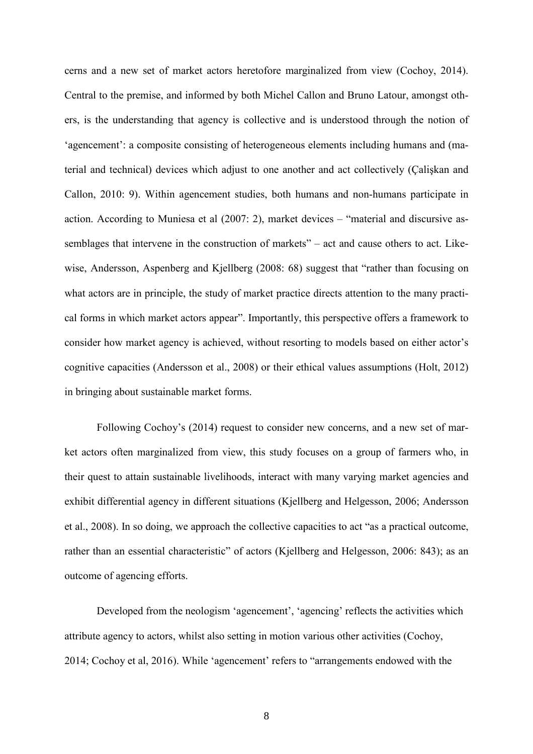cerns and a new set of market actors heretofore marginalized from view (Cochoy, 2014). Central to the premise, and informed by both Michel Callon and Bruno Latour, amongst others, is the understanding that agency is collective and is understood through the notion of 'agencement': a composite consisting of heterogeneous elements including humans and (material and technical) devices which adjust to one another and act collectively (Çalişkan and Callon, 2010: 9). Within agencement studies, both humans and non-humans participate in action. According to Muniesa et al (2007: 2), market devices – "material and discursive assemblages that intervene in the construction of markets" – act and cause others to act. Likewise, Andersson, Aspenberg and Kjellberg (2008: 68) suggest that "rather than focusing on what actors are in principle, the study of market practice directs attention to the many practical forms in which market actors appear". Importantly, this perspective offers a framework to consider how market agency is achieved, without resorting to models based on either actor's cognitive capacities (Andersson et al., 2008) or their ethical values assumptions (Holt, 2012) in bringing about sustainable market forms.

Following Cochoy's (2014) request to consider new concerns, and a new set of market actors often marginalized from view, this study focuses on a group of farmers who, in their quest to attain sustainable livelihoods, interact with many varying market agencies and exhibit differential agency in different situations (Kjellberg and Helgesson, 2006; Andersson et al., 2008). In so doing, we approach the collective capacities to act "as a practical outcome, rather than an essential characteristic" of actors (Kjellberg and Helgesson, 2006: 843); as an outcome of agencing efforts.

Developed from the neologism 'agencement', 'agencing' reflects the activities which attribute agency to actors, whilst also setting in motion various other activities (Cochoy, 2014; Cochoy et al, 2016). While 'agencement' refers to "arrangements endowed with the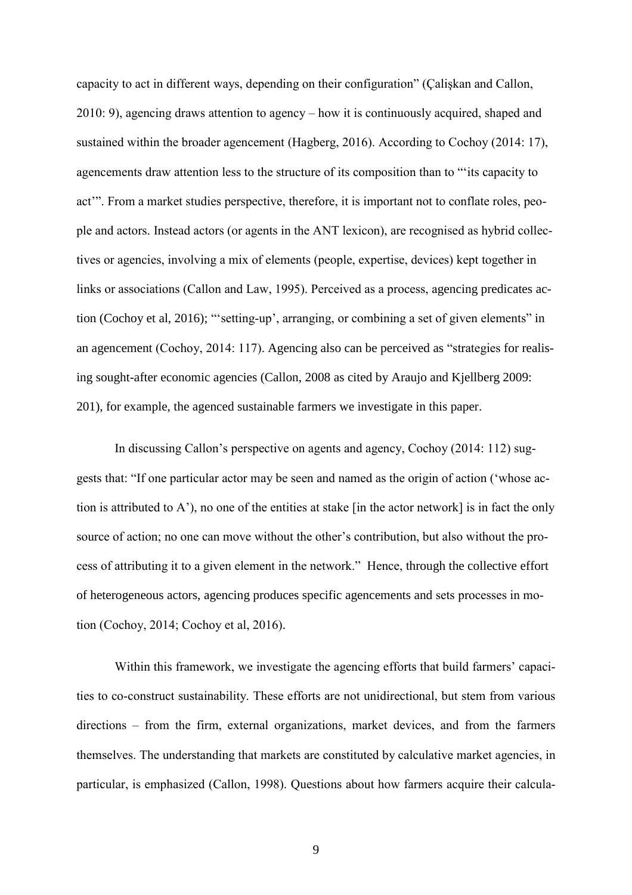capacity to act in different ways, depending on their configuration" (Çalişkan and Callon, 2010: 9), agencing draws attention to agency – how it is continuously acquired, shaped and sustained within the broader agencement (Hagberg, 2016). According to Cochoy (2014: 17), agencements draw attention less to the structure of its composition than to "'its capacity to act'". From a market studies perspective, therefore, it is important not to conflate roles, people and actors. Instead actors (or agents in the ANT lexicon), are recognised as hybrid collectives or agencies, involving a mix of elements (people, expertise, devices) kept together in links or associations (Callon and Law, 1995). Perceived as a process, agencing predicates action (Cochoy et al, 2016); "'setting-up', arranging, or combining a set of given elements" in an agencement (Cochoy, 2014: 117). Agencing also can be perceived as "strategies for realising sought-after economic agencies (Callon, 2008 as cited by Araujo and Kjellberg 2009: 201), for example, the agenced sustainable farmers we investigate in this paper.

In discussing Callon's perspective on agents and agency, Cochoy (2014: 112) suggests that: "If one particular actor may be seen and named as the origin of action ('whose action is attributed to A'), no one of the entities at stake [in the actor network] is in fact the only source of action; no one can move without the other's contribution, but also without the process of attributing it to a given element in the network." Hence, through the collective effort of heterogeneous actors, agencing produces specific agencements and sets processes in motion (Cochoy, 2014; Cochoy et al, 2016).

Within this framework, we investigate the agencing efforts that build farmers' capacities to co-construct sustainability. These efforts are not unidirectional, but stem from various directions – from the firm, external organizations, market devices, and from the farmers themselves. The understanding that markets are constituted by calculative market agencies, in particular, is emphasized (Callon, 1998). Questions about how farmers acquire their calcula-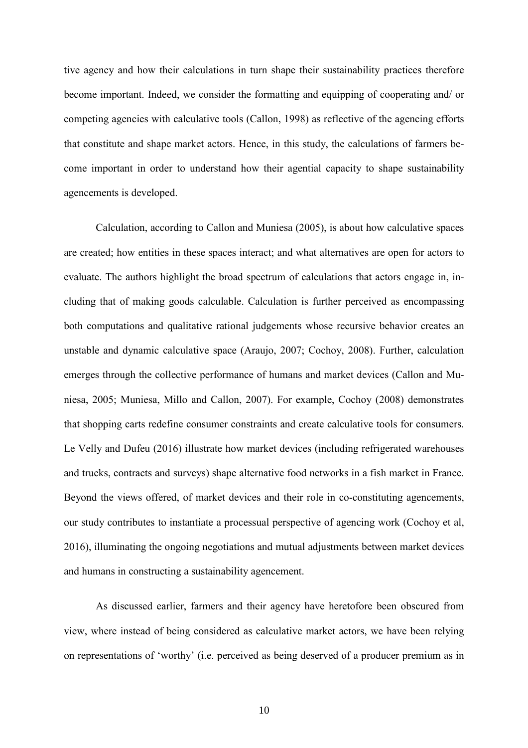tive agency and how their calculations in turn shape their sustainability practices therefore become important. Indeed, we consider the formatting and equipping of cooperating and/ or competing agencies with calculative tools (Callon, 1998) as reflective of the agencing efforts that constitute and shape market actors. Hence, in this study, the calculations of farmers become important in order to understand how their agential capacity to shape sustainability agencements is developed.

Calculation, according to Callon and Muniesa (2005), is about how calculative spaces are created; how entities in these spaces interact; and what alternatives are open for actors to evaluate. The authors highlight the broad spectrum of calculations that actors engage in, including that of making goods calculable. Calculation is further perceived as encompassing both computations and qualitative rational judgements whose recursive behavior creates an unstable and dynamic calculative space (Araujo, 2007; Cochoy, 2008). Further, calculation emerges through the collective performance of humans and market devices (Callon and Muniesa, 2005; Muniesa, Millo and Callon, 2007). For example, Cochoy (2008) demonstrates that shopping carts redefine consumer constraints and create calculative tools for consumers. Le Velly and Dufeu (2016) illustrate how market devices (including refrigerated warehouses and trucks, contracts and surveys) shape alternative food networks in a fish market in France. Beyond the views offered, of market devices and their role in co-constituting agencements, our study contributes to instantiate a processual perspective of agencing work (Cochoy et al, 2016), illuminating the ongoing negotiations and mutual adjustments between market devices and humans in constructing a sustainability agencement.

As discussed earlier, farmers and their agency have heretofore been obscured from view, where instead of being considered as calculative market actors, we have been relying on representations of 'worthy' (i.e. perceived as being deserved of a producer premium as in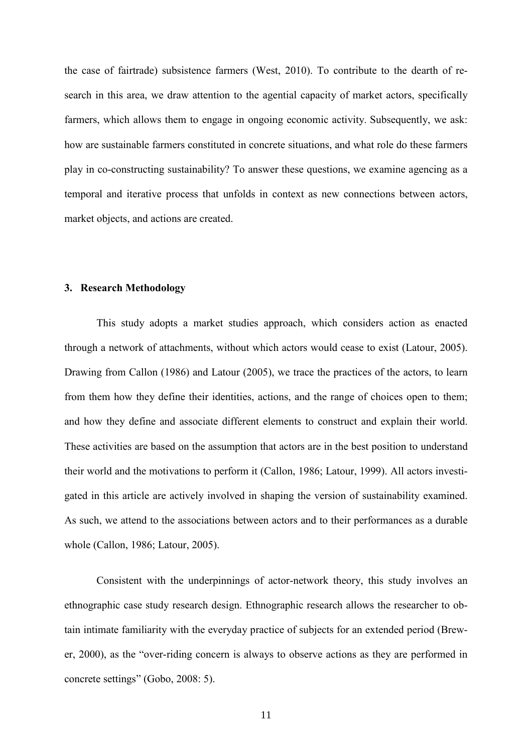the case of fairtrade) subsistence farmers (West, 2010). To contribute to the dearth of research in this area, we draw attention to the agential capacity of market actors, specifically farmers, which allows them to engage in ongoing economic activity. Subsequently, we ask: how are sustainable farmers constituted in concrete situations, and what role do these farmers play in co-constructing sustainability? To answer these questions, we examine agencing as a temporal and iterative process that unfolds in context as new connections between actors, market objects, and actions are created.

## 3. Research Methodology

This study adopts a market studies approach, which considers action as enacted through a network of attachments, without which actors would cease to exist (Latour, 2005). Drawing from Callon (1986) and Latour (2005), we trace the practices of the actors, to learn from them how they define their identities, actions, and the range of choices open to them; and how they define and associate different elements to construct and explain their world. These activities are based on the assumption that actors are in the best position to understand their world and the motivations to perform it (Callon, 1986; Latour, 1999). All actors investigated in this article are actively involved in shaping the version of sustainability examined. As such, we attend to the associations between actors and to their performances as a durable whole (Callon, 1986; Latour, 2005).

Consistent with the underpinnings of actor-network theory, this study involves an ethnographic case study research design. Ethnographic research allows the researcher to obtain intimate familiarity with the everyday practice of subjects for an extended period (Brewer, 2000), as the "over-riding concern is always to observe actions as they are performed in concrete settings" (Gobo, 2008: 5).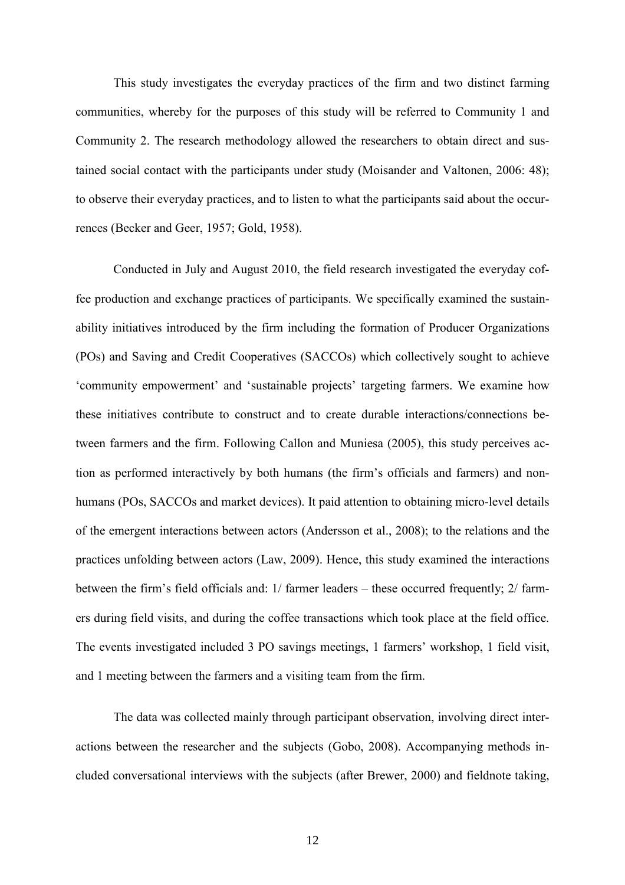This study investigates the everyday practices of the firm and two distinct farming communities, whereby for the purposes of this study will be referred to Community 1 and Community 2. The research methodology allowed the researchers to obtain direct and sustained social contact with the participants under study (Moisander and Valtonen, 2006: 48); to observe their everyday practices, and to listen to what the participants said about the occurrences (Becker and Geer, 1957; Gold, 1958).

Conducted in July and August 2010, the field research investigated the everyday coffee production and exchange practices of participants. We specifically examined the sustainability initiatives introduced by the firm including the formation of Producer Organizations (POs) and Saving and Credit Cooperatives (SACCOs) which collectively sought to achieve 'community empowerment' and 'sustainable projects' targeting farmers. We examine how these initiatives contribute to construct and to create durable interactions/connections between farmers and the firm. Following Callon and Muniesa (2005), this study perceives action as performed interactively by both humans (the firm's officials and farmers) and non-humans (POs, SACCOs and market devices). It paid attention to obtaining micro-level details of the emergent interactions between actors (Andersson et al., 2008); to the relations and the practices unfolding between actors (Law, 2009). Hence, this study examined the interactions between the firm's field officials and: 1/ farmer leaders – these occurred frequently; 2/ farmers during field visits, and during the coffee transactions which took place at the field office. The events investigated included 3 PO savings meetings, 1 farmers' workshop, 1 field visit, and 1 meeting between the farmers and a visiting team from the firm.

The data was collected mainly through participant observation, involving direct interactions between the researcher and the subjects (Gobo, 2008). Accompanying methods included conversational interviews with the subjects (after Brewer, 2000) and fieldnote taking,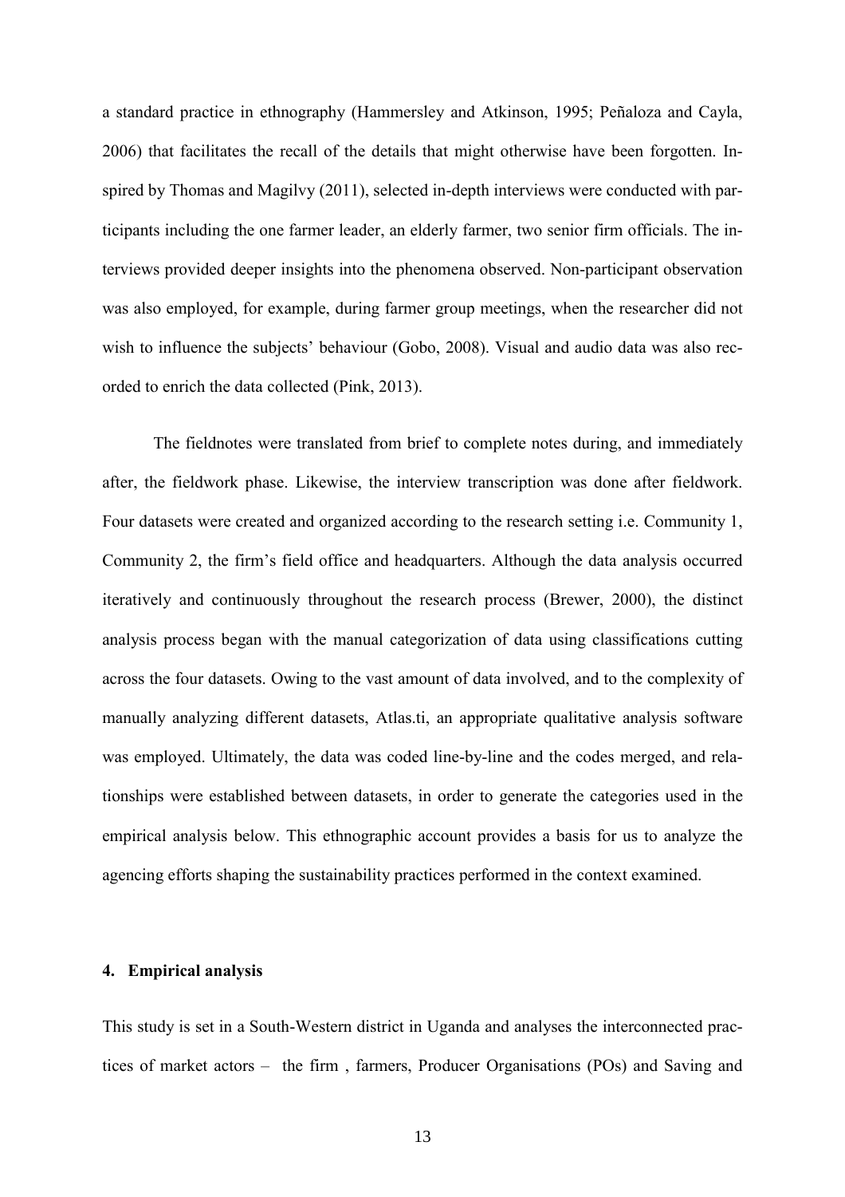a standard practice in ethnography (Hammersley and Atkinson, 1995; Peñaloza and Cayla, 2006) that facilitates the recall of the details that might otherwise have been forgotten. Inspired by Thomas and Magilvy (2011), selected in-depth interviews were conducted with participants including the one farmer leader, an elderly farmer, two senior firm officials. The interviews provided deeper insights into the phenomena observed. Non-participant observation was also employed, for example, during farmer group meetings, when the researcher did not wish to influence the subjects' behaviour (Gobo, 2008). Visual and audio data was also recorded to enrich the data collected (Pink, 2013).

The fieldnotes were translated from brief to complete notes during, and immediately after, the fieldwork phase. Likewise, the interview transcription was done after fieldwork. Four datasets were created and organized according to the research setting i.e. Community 1, Community 2, the firm's field office and headquarters. Although the data analysis occurred iteratively and continuously throughout the research process (Brewer, 2000), the distinct analysis process began with the manual categorization of data using classifications cutting across the four datasets. Owing to the vast amount of data involved, and to the complexity of manually analyzing different datasets, Atlas.ti, an appropriate qualitative analysis software was employed. Ultimately, the data was coded line-by-line and the codes merged, and relationships were established between datasets, in order to generate the categories used in the empirical analysis below. This ethnographic account provides a basis for us to analyze the agencing efforts shaping the sustainability practices performed in the context examined.

## 4. Empirical analysis

This study is set in a South-Western district in Uganda and analyses the interconnected practices of market actors – the firm , farmers, Producer Organisations (POs) and Saving and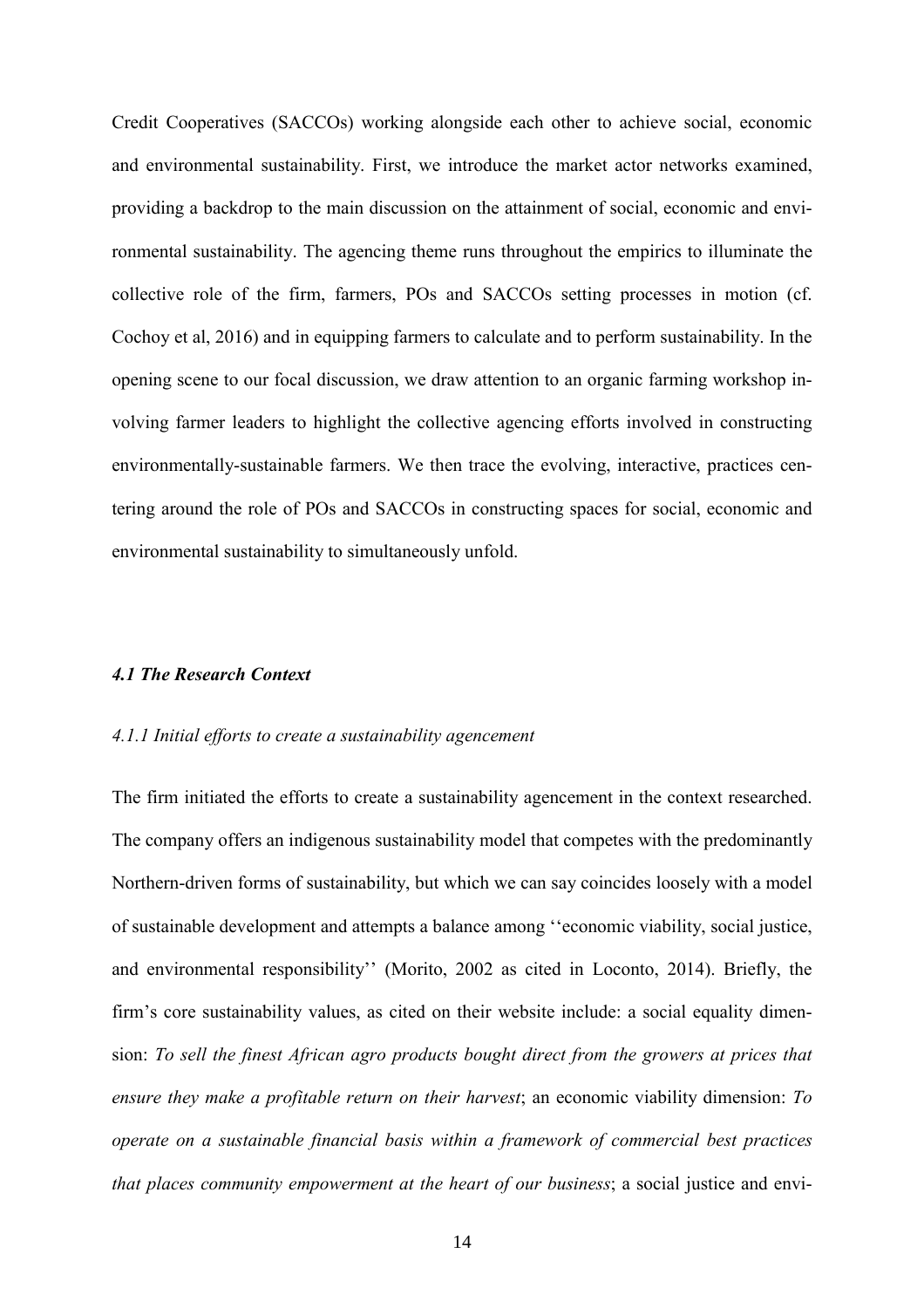Credit Cooperatives (SACCOs) working alongside each other to achieve social, economic and environmental sustainability. First, we introduce the market actor networks examined, providing a backdrop to the main discussion on the attainment of social, economic and environmental sustainability. The agencing theme runs throughout the empirics to illuminate the collective role of the firm, farmers, POs and SACCOs setting processes in motion (cf. Cochoy et al, 2016) and in equipping farmers to calculate and to perform sustainability. In the opening scene to our focal discussion, we draw attention to an organic farming workshop involving farmer leaders to highlight the collective agencing efforts involved in constructing environmentally-sustainable farmers. We then trace the evolving, interactive, practices centering around the role of POs and SACCOs in constructing spaces for social, economic and environmental sustainability to simultaneously unfold.

### *4.1 The Research Context*

#### *4.1.1 Initial efforts to create a sustainability agencement*

The firm initiated the efforts to create a sustainability agencement in the context researched. The company offers an indigenous sustainability model that competes with the predominantly Northern-driven forms of sustainability, but which we can say coincides loosely with a model of sustainable development and attempts a balance among ''economic viability, social justice, and environmental responsibility'' (Morito, 2002 as cited in Loconto, 2014). Briefly, the firm's core sustainability values, as cited on their website include: a social equality dimension: *To sell the finest African agro products bought direct from the growers at prices that ensure they make a profitable return on their harvest*; an economic viability dimension: *To operate on a sustainable financial basis within a framework of commercial best practices that places community empowerment at the heart of our business*; a social justice and envi-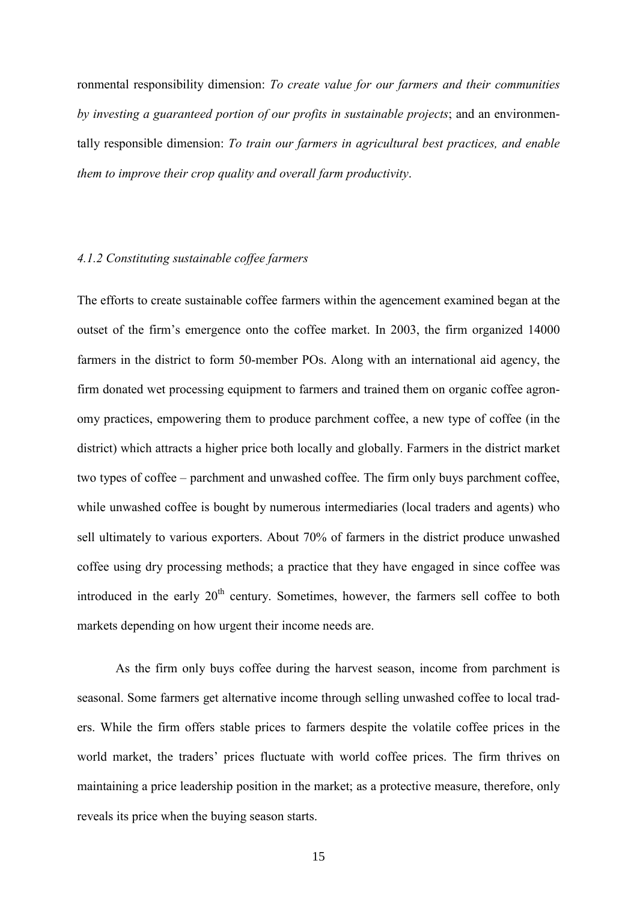ronmental responsibility dimension: *To create value for our farmers and their communities by investing a guaranteed portion of our profits in sustainable projects*; and an environmentally responsible dimension: *To train our farmers in agricultural best practices, and enable them to improve their crop quality and overall farm productivity*.

#### *4.1.2 Constituting sustainable coffee farmers*

The efforts to create sustainable coffee farmers within the agencement examined began at the outset of the firm's emergence onto the coffee market. In 2003, the firm organized 14000 farmers in the district to form 50-member POs. Along with an international aid agency, the firm donated wet processing equipment to farmers and trained them on organic coffee agronomy practices, empowering them to produce parchment coffee, a new type of coffee (in the district) which attracts a higher price both locally and globally. Farmers in the district market two types of coffee – parchment and unwashed coffee. The firm only buys parchment coffee, while unwashed coffee is bought by numerous intermediaries (local traders and agents) who sell ultimately to various exporters. About 70% of farmers in the district produce unwashed coffee using dry processing methods; a practice that they have engaged in since coffee was introduced in the early 20th century. Sometimes, however, the farmers sell coffee to both markets depending on how urgent their income needs are.

As the firm only buys coffee during the harvest season, income from parchment is seasonal. Some farmers get alternative income through selling unwashed coffee to local traders. While the firm offers stable prices to farmers despite the volatile coffee prices in the world market, the traders' prices fluctuate with world coffee prices. The firm thrives on maintaining a price leadership position in the market; as a protective measure, therefore, only reveals its price when the buying season starts.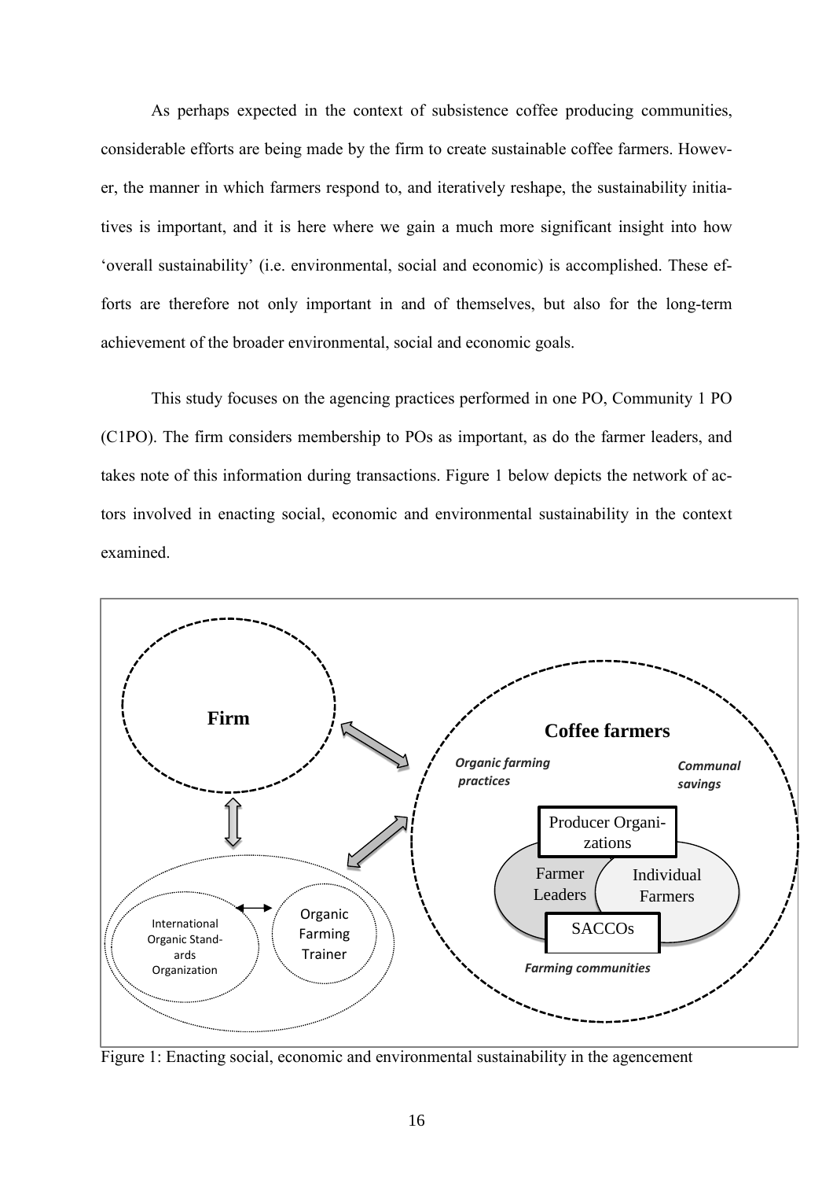As perhaps expected in the context of subsistence coffee producing communities, considerable efforts are being made by the firm to create sustainable coffee farmers. However, the manner in which farmers respond to, and iteratively reshape, the sustainability initiatives is important, and it is here where we gain a much more significant insight into how 'overall sustainability' (i.e. environmental, social and economic) is accomplished. These efforts are therefore not only important in and of themselves, but also for the long-term achievement of the broader environmental, social and economic goals.

This study focuses on the agencing practices performed in one PO, Community 1 PO (C1PO). The firm considers membership to POs as important, as do the farmer leaders, and takes note of this information during transactions. Figure 1 below depicts the network of actors involved in enacting social, economic and environmental sustainability in the context examined.

Figure 1: Enacting social, economic and environmental sustainability in the agencement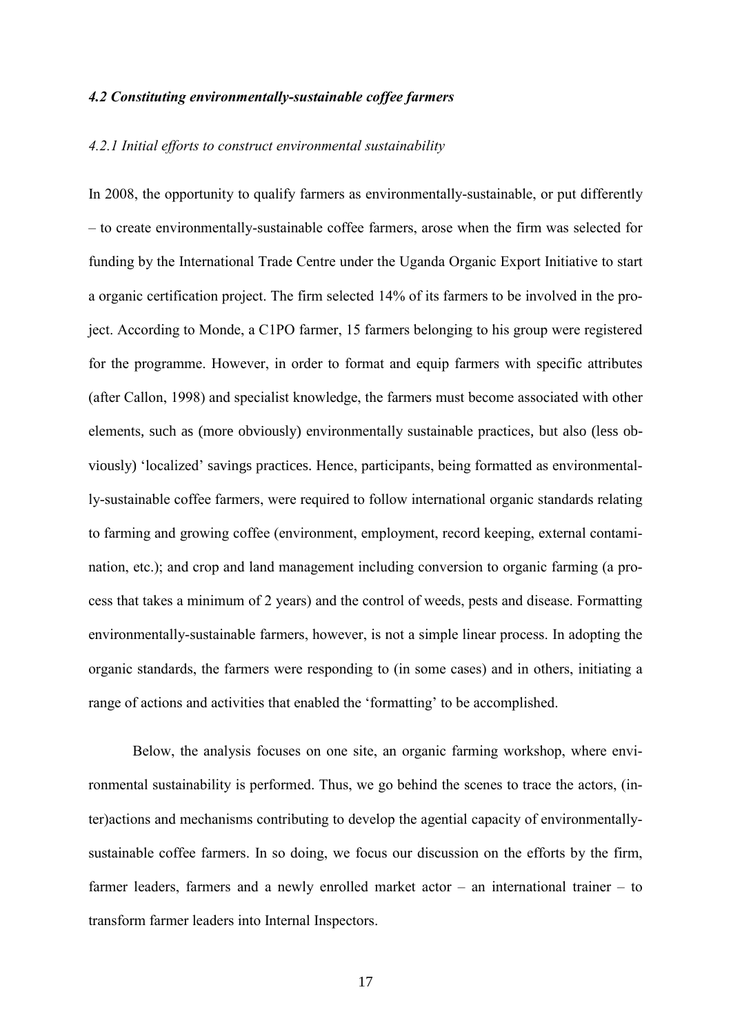### *4.2 Constituting environmentally-sustainable coffee farmers*

#### *4.2.1 Initial efforts to construct environmental sustainability*

In 2008, the opportunity to qualify farmers as environmentally-sustainable, or put differently – to create environmentally-sustainable coffee farmers, arose when the firm was selected for funding by the International Trade Centre under the Uganda Organic Export Initiative to start a organic certification project. The firm selected 14% of its farmers to be involved in the project. According to Monde, a C1PO farmer, 15 farmers belonging to his group were registered for the programme. However, in order to format and equip farmers with specific attributes (after Callon, 1998) and specialist knowledge, the farmers must become associated with other elements, such as (more obviously) environmentally sustainable practices, but also (less obviously) 'localized' savings practices. Hence, participants, being formatted as environmentally-sustainable coffee farmers, were required to follow international organic standards relating to farming and growing coffee (environment, employment, record keeping, external contamination, etc.); and crop and land management including conversion to organic farming (a process that takes a minimum of 2 years) and the control of weeds, pests and disease. Formatting environmentally-sustainable farmers, however, is not a simple linear process. In adopting the organic standards, the farmers were responding to (in some cases) and in others, initiating a range of actions and activities that enabled the 'formatting' to be accomplished.

Below, the analysis focuses on one site, an organic farming workshop, where environmental sustainability is performed. Thus, we go behind the scenes to trace the actors, (inter)actions and mechanisms contributing to develop the agential capacity of environmentally-sustainable coffee farmers. In so doing, we focus our discussion on the efforts by the firm, farmer leaders, farmers and a newly enrolled market actor – an international trainer – to transform farmer leaders into Internal Inspectors.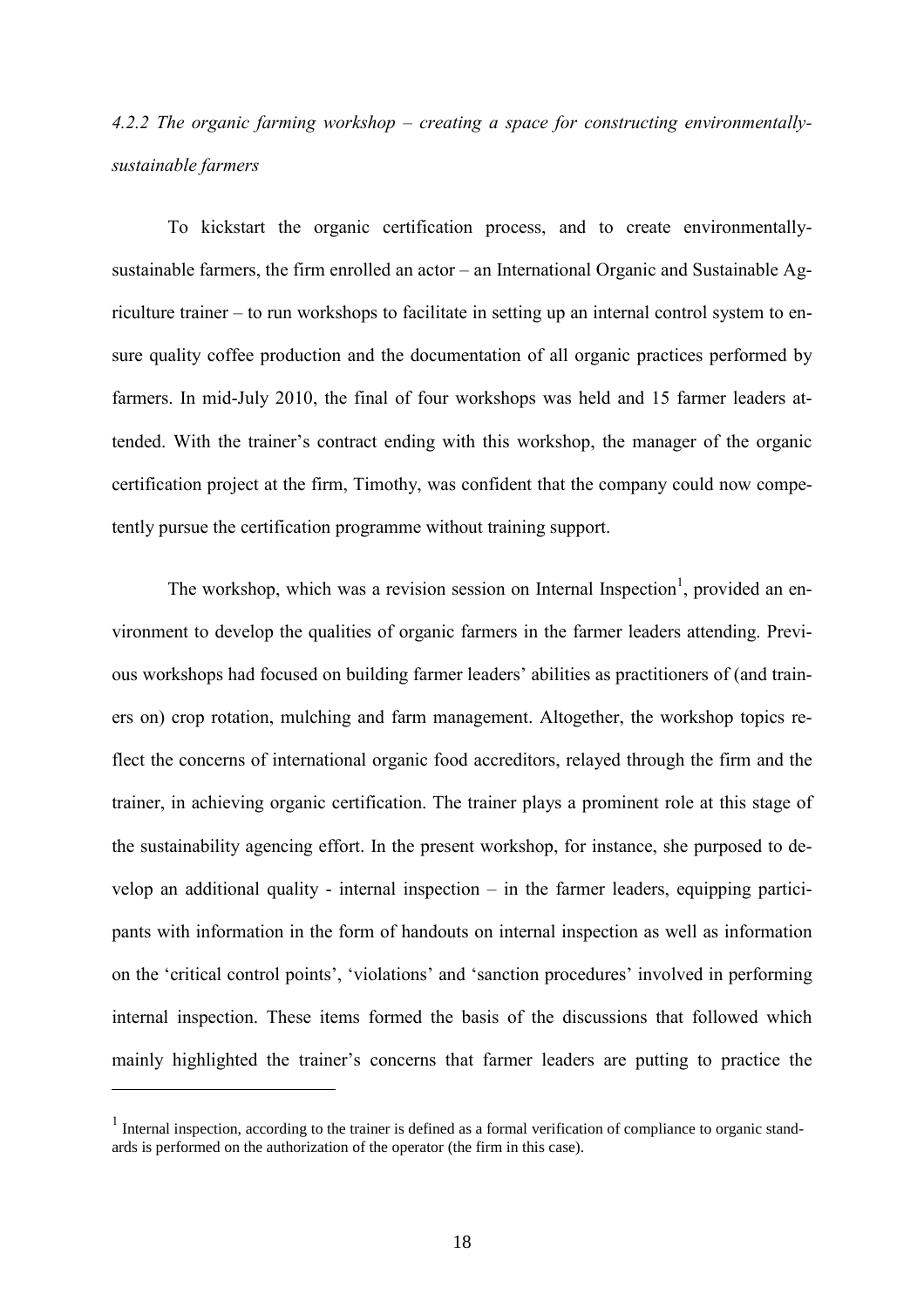#### *4.2.2 The organic farming workshop – creating a space for constructing environmentally-sustainable farmers*

To kickstart the organic certification process, and to create environmentally-sustainable farmers, the firm enrolled an actor – an International Organic and Sustainable Agriculture trainer – to run workshops to facilitate in setting up an internal control system to ensure quality coffee production and the documentation of all organic practices performed by farmers. In mid-July 2010, the final of four workshops was held and 15 farmer leaders attended. With the trainer's contract ending with this workshop, the manager of the organic certification project at the firm, Timothy, was confident that the company could now competently pursue the certification programme without training support.

The workshop, which was a revision session on Internal Inspection[1], provided an environment to develop the qualities of organic farmers in the farmer leaders attending. Previous workshops had focused on building farmer leaders' abilities as practitioners of (and trainers on) crop rotation, mulching and farm management. Altogether, the workshop topics reflect the concerns of international organic food accreditors, relayed through the firm and the trainer, in achieving organic certification. The trainer plays a prominent role at this stage of the sustainability agencing effort. In the present workshop, for instance, she purposed to develop an additional quality - internal inspection – in the farmer leaders, equipping participants with information in the form of handouts on internal inspection as well as information on the 'critical control points', 'violations' and 'sanction procedures' involved in performing internal inspection. These items formed the basis of the discussions that followed which mainly highlighted the trainer's concerns that farmer leaders are putting to practice the

[1] Internal inspection, according to the trainer is defined as a formal verification of compliance to organic standards is performed on the authorization of the operator (the firm in this case).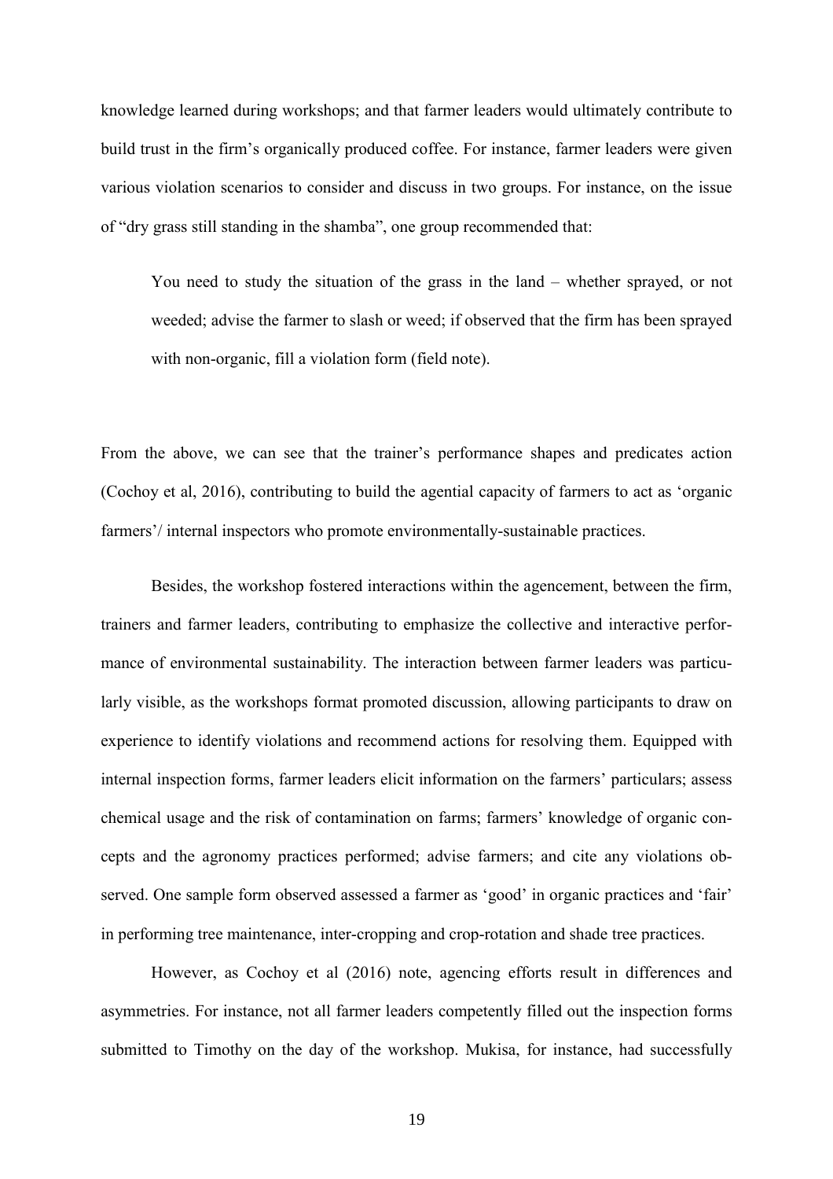knowledge learned during workshops; and that farmer leaders would ultimately contribute to build trust in the firm's organically produced coffee. For instance, farmer leaders were given various violation scenarios to consider and discuss in two groups. For instance, on the issue of "dry grass still standing in the shamba", one group recommended that:

> You need to study the situation of the grass in the land – whether sprayed, or not weeded; advise the farmer to slash or weed; if observed that the firm has been sprayed with non-organic, fill a violation form (field note).

From the above, we can see that the trainer's performance shapes and predicates action (Cochoy et al, 2016), contributing to build the agential capacity of farmers to act as 'organic farmers'/ internal inspectors who promote environmentally-sustainable practices.

Besides, the workshop fostered interactions within the agencement, between the firm, trainers and farmer leaders, contributing to emphasize the collective and interactive performance of environmental sustainability. The interaction between farmer leaders was particularly visible, as the workshops format promoted discussion, allowing participants to draw on experience to identify violations and recommend actions for resolving them. Equipped with internal inspection forms, farmer leaders elicit information on the farmers' particulars; assess chemical usage and the risk of contamination on farms; farmers' knowledge of organic concepts and the agronomy practices performed; advise farmers; and cite any violations observed. One sample form observed assessed a farmer as 'good' in organic practices and 'fair' in performing tree maintenance, inter-cropping and crop-rotation and shade tree practices.

However, as Cochoy et al (2016) note, agencing efforts result in differences and asymmetries. For instance, not all farmer leaders competently filled out the inspection forms submitted to Timothy on the day of the workshop. Mukisa, for instance, had successfully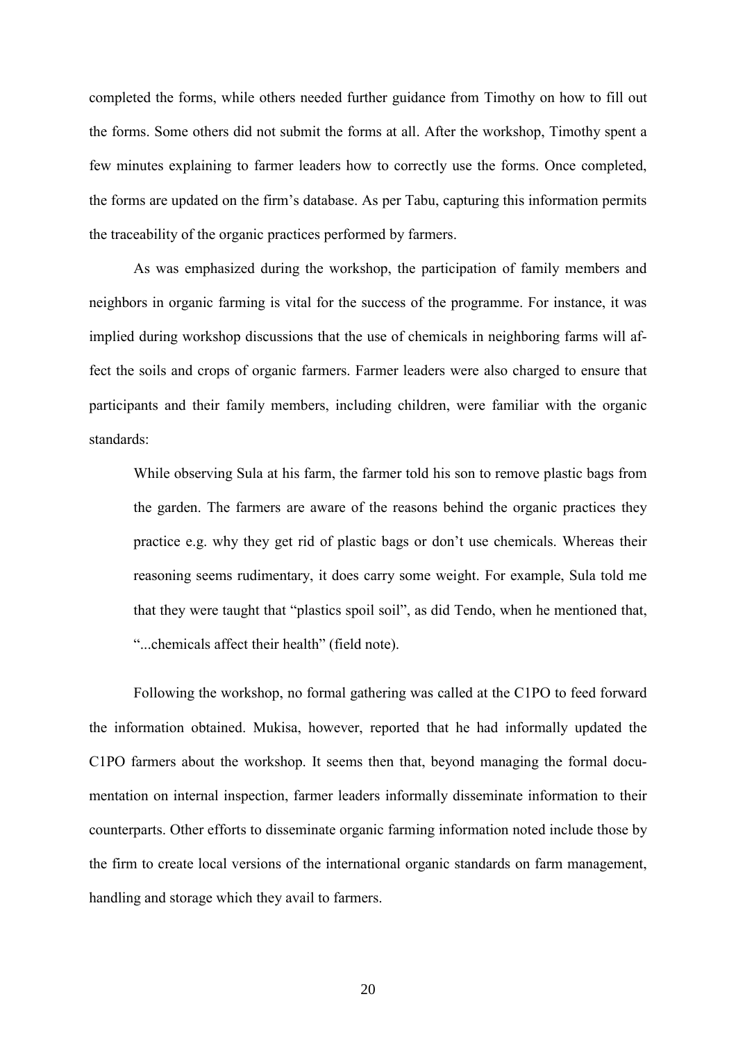completed the forms, while others needed further guidance from Timothy on how to fill out the forms. Some others did not submit the forms at all. After the workshop, Timothy spent a few minutes explaining to farmer leaders how to correctly use the forms. Once completed, the forms are updated on the firm's database. As per Tabu, capturing this information permits the traceability of the organic practices performed by farmers.

As was emphasized during the workshop, the participation of family members and neighbors in organic farming is vital for the success of the programme. For instance, it was implied during workshop discussions that the use of chemicals in neighboring farms will affect the soils and crops of organic farmers. Farmer leaders were also charged to ensure that participants and their family members, including children, were familiar with the organic standards:

> While observing Sula at his farm, the farmer told his son to remove plastic bags from the garden. The farmers are aware of the reasons behind the organic practices they practice e.g. why they get rid of plastic bags or don't use chemicals. Whereas their reasoning seems rudimentary, it does carry some weight. For example, Sula told me that they were taught that "plastics spoil soil", as did Tendo, when he mentioned that, "...chemicals affect their health" (field note).

Following the workshop, no formal gathering was called at the C1PO to feed forward the information obtained. Mukisa, however, reported that he had informally updated the C1PO farmers about the workshop. It seems then that, beyond managing the formal documentation on internal inspection, farmer leaders informally disseminate information to their counterparts. Other efforts to disseminate organic farming information noted include those by the firm to create local versions of the international organic standards on farm management, handling and storage which they avail to farmers.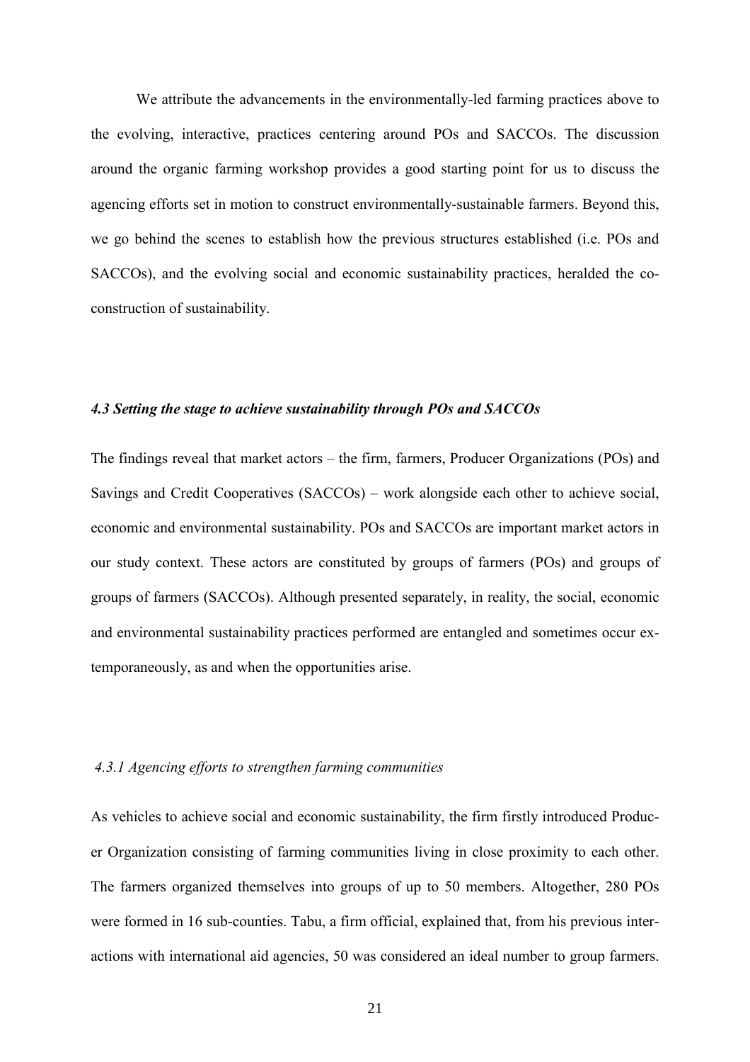We attribute the advancements in the environmentally-led farming practices above to the evolving, interactive, practices centering around POs and SACCOs. The discussion around the organic farming workshop provides a good starting point for us to discuss the agencing efforts set in motion to construct environmentally-sustainable farmers. Beyond this, we go behind the scenes to establish how the previous structures established (i.e. POs and SACCOs), and the evolving social and economic sustainability practices, heralded the co-construction of sustainability.

### *4.3 Setting the stage to achieve sustainability through POs and SACCOs*

The findings reveal that market actors – the firm, farmers, Producer Organizations (POs) and Savings and Credit Cooperatives (SACCOs) – work alongside each other to achieve social, economic and environmental sustainability. POs and SACCOs are important market actors in our study context. These actors are constituted by groups of farmers (POs) and groups of groups of farmers (SACCOs). Although presented separately, in reality, the social, economic and environmental sustainability practices performed are entangled and sometimes occur extemporaneously, as and when the opportunities arise.

#### *4.3.1 Agencing efforts to strengthen farming communities*

As vehicles to achieve social and economic sustainability, the firm firstly introduced Producer Organization consisting of farming communities living in close proximity to each other. The farmers organized themselves into groups of up to 50 members. Altogether, 280 POs were formed in 16 sub-counties. Tabu, a firm official, explained that, from his previous interactions with international aid agencies, 50 was considered an ideal number to group farmers.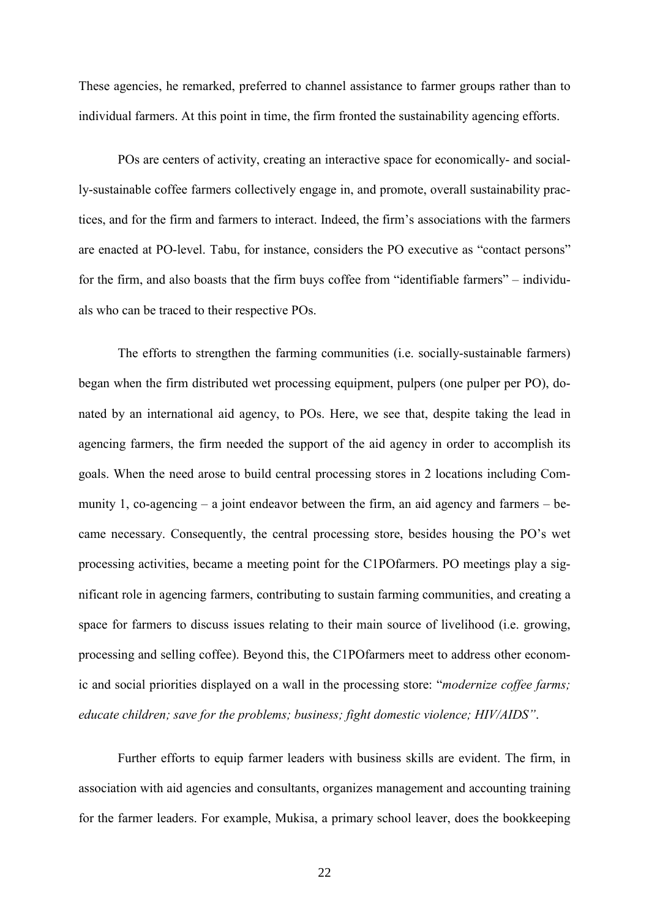These agencies, he remarked, preferred to channel assistance to farmer groups rather than to individual farmers. At this point in time, the firm fronted the sustainability agencing efforts.

POs are centers of activity, creating an interactive space for economically- and socially-sustainable coffee farmers collectively engage in, and promote, overall sustainability practices, and for the firm and farmers to interact. Indeed, the firm's associations with the farmers are enacted at PO-level. Tabu, for instance, considers the PO executive as "contact persons" for the firm, and also boasts that the firm buys coffee from "identifiable farmers" – individuals who can be traced to their respective POs.

The efforts to strengthen the farming communities (i.e. socially-sustainable farmers) began when the firm distributed wet processing equipment, pulpers (one pulper per PO), donated by an international aid agency, to POs. Here, we see that, despite taking the lead in agencing farmers, the firm needed the support of the aid agency in order to accomplish its goals. When the need arose to build central processing stores in 2 locations including Community 1, co-agencing – a joint endeavor between the firm, an aid agency and farmers – became necessary. Consequently, the central processing store, besides housing the PO's wet processing activities, became a meeting point for the C1POfarmers. PO meetings play a significant role in agencing farmers, contributing to sustain farming communities, and creating a space for farmers to discuss issues relating to their main source of livelihood (i.e. growing, processing and selling coffee). Beyond this, the C1POfarmers meet to address other economic and social priorities displayed on a wall in the processing store: "*modernize coffee farms; educate children; save for the problems; business; fight domestic violence; HIV/AIDS"*.

Further efforts to equip farmer leaders with business skills are evident. The firm, in association with aid agencies and consultants, organizes management and accounting training for the farmer leaders. For example, Mukisa, a primary school leaver, does the bookkeeping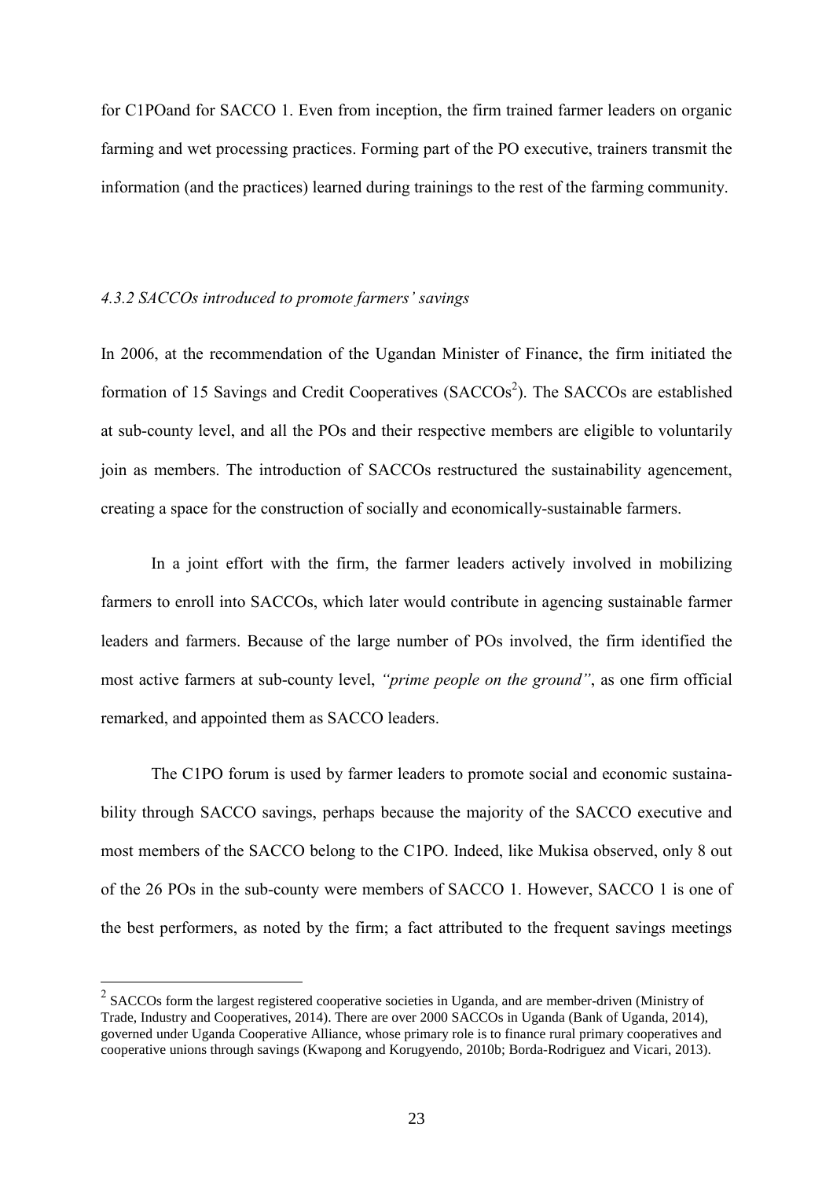for C1POand for SACCO 1. Even from inception, the firm trained farmer leaders on organic farming and wet processing practices. Forming part of the PO executive, trainers transmit the information (and the practices) learned during trainings to the rest of the farming community.

#### *4.3.2 SACCOs introduced to promote farmers' savings*

In 2006, at the recommendation of the Ugandan Minister of Finance, the firm initiated the formation of 15 Savings and Credit Cooperatives (SACCOs[2]). The SACCOs are established at sub-county level, and all the POs and their respective members are eligible to voluntarily join as members. The introduction of SACCOs restructured the sustainability agencement, creating a space for the construction of socially and economically-sustainable farmers.

In a joint effort with the firm, the farmer leaders actively involved in mobilizing farmers to enroll into SACCOs, which later would contribute in agencing sustainable farmer leaders and farmers. Because of the large number of POs involved, the firm identified the most active farmers at sub-county level, *"prime people on the ground"*, as one firm official remarked, and appointed them as SACCO leaders.

The C1PO forum is used by farmer leaders to promote social and economic sustainability through SACCO savings, perhaps because the majority of the SACCO executive and most members of the SACCO belong to the C1PO. Indeed, like Mukisa observed, only 8 out of the 26 POs in the sub-county were members of SACCO 1. However, SACCO 1 is one of the best performers, as noted by the firm; a fact attributed to the frequent savings meetings

[2] SACCOs form the largest registered cooperative societies in Uganda, and are member-driven (Ministry of Trade, Industry and Cooperatives, 2014). There are over 2000 SACCOs in Uganda (Bank of Uganda, 2014), governed under Uganda Cooperative Alliance, whose primary role is to finance rural primary cooperatives and cooperative unions through savings (Kwapong and Korugyendo, 2010b; Borda-Rodriguez and Vicari, 2013).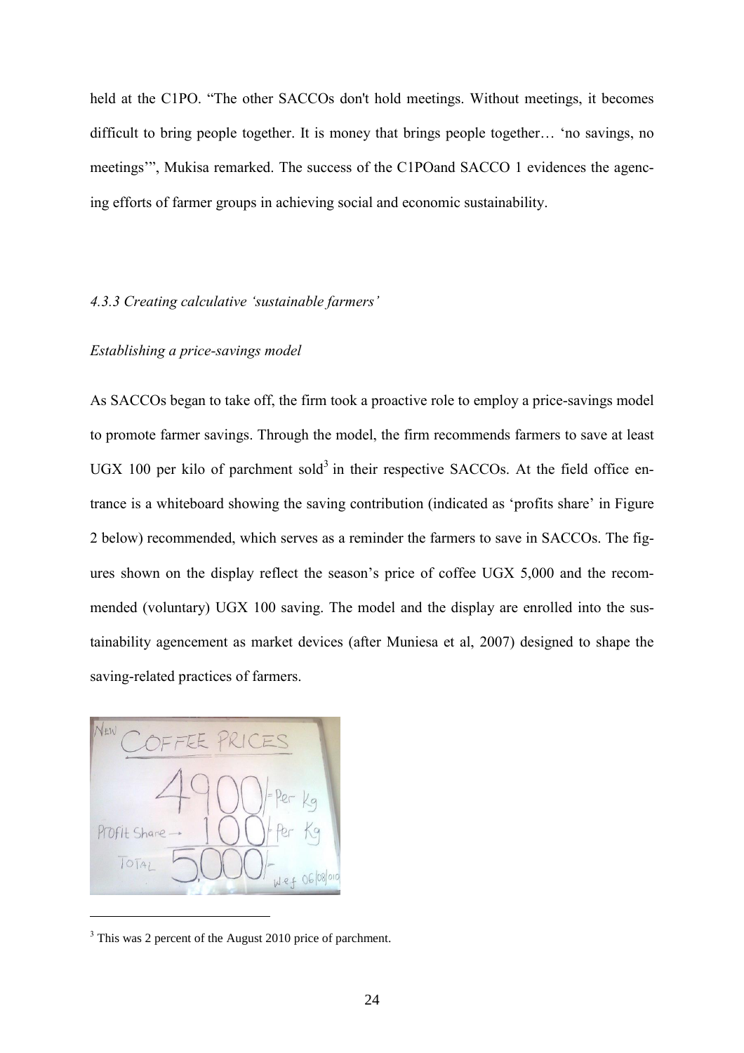held at the C1PO. "The other SACCOs don't hold meetings. Without meetings, it becomes difficult to bring people together. It is money that brings people together… 'no savings, no meetings'", Mukisa remarked. The success of the C1POand SACCO 1 evidences the agencing efforts of farmer groups in achieving social and economic sustainability.

### *4.3.3 Creating calculative 'sustainable farmers'*

*Establishing a price-savings model*

As SACCOs began to take off, the firm took a proactive role to employ a price-savings model to promote farmer savings. Through the model, the firm recommends farmers to save at least UGX 100 per kilo of parchment sold[3] in their respective SACCOs. At the field office entrance is a whiteboard showing the saving contribution (indicated as 'profits share' in Figure 2 below) recommended, which serves as a reminder the farmers to save in SACCOs. The figures shown on the display reflect the season's price of coffee UGX 5,000 and the recommended (voluntary) UGX 100 saving. The model and the display are enrolled into the sustainability agencement as market devices (after Muniesa et al, 2007) designed to shape the saving-related practices of farmers.

[3] This was 2 percent of the August 2010 price of parchment.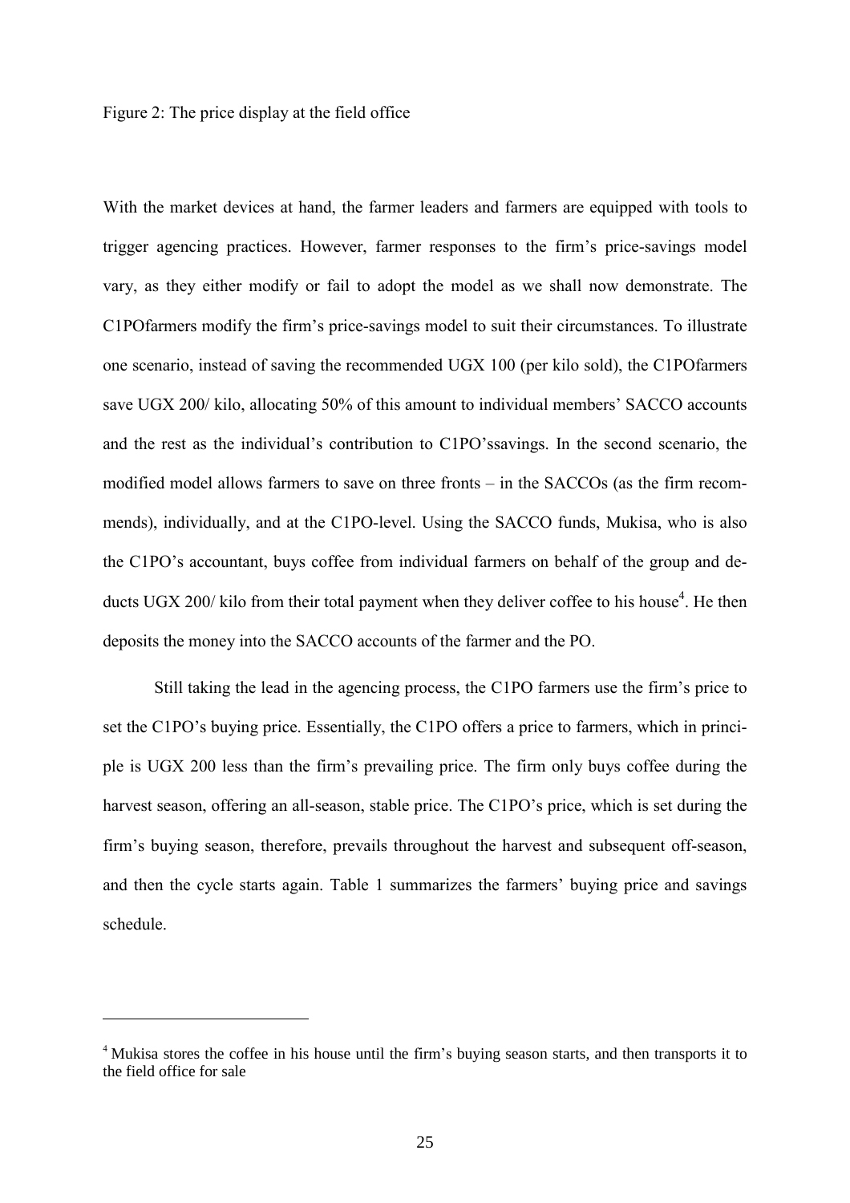Figure 2: The price display at the field office

With the market devices at hand, the farmer leaders and farmers are equipped with tools to trigger agencing practices. However, farmer responses to the firm's price-savings model vary, as they either modify or fail to adopt the model as we shall now demonstrate. The C1POfarmers modify the firm's price-savings model to suit their circumstances. To illustrate one scenario, instead of saving the recommended UGX 100 (per kilo sold), the C1POfarmers save UGX 200/ kilo, allocating 50% of this amount to individual members' SACCO accounts and the rest as the individual's contribution to C1PO'ssavings. In the second scenario, the modified model allows farmers to save on three fronts – in the SACCOs (as the firm recommends), individually, and at the C1PO-level. Using the SACCO funds, Mukisa, who is also the C1PO's accountant, buys coffee from individual farmers on behalf of the group and deducts UGX 200/ kilo from their total payment when they deliver coffee to his house[4]. He then deposits the money into the SACCO accounts of the farmer and the PO.

Still taking the lead in the agencing process, the C1PO farmers use the firm's price to set the C1PO's buying price. Essentially, the C1PO offers a price to farmers, which in principle is UGX 200 less than the firm's prevailing price. The firm only buys coffee during the harvest season, offering an all-season, stable price. The C1PO's price, which is set during the firm's buying season, therefore, prevails throughout the harvest and subsequent off-season, and then the cycle starts again. Table 1 summarizes the farmers' buying price and savings schedule.

[4] Mukisa stores the coffee in his house until the firm's buying season starts, and then transports it to the field office for sale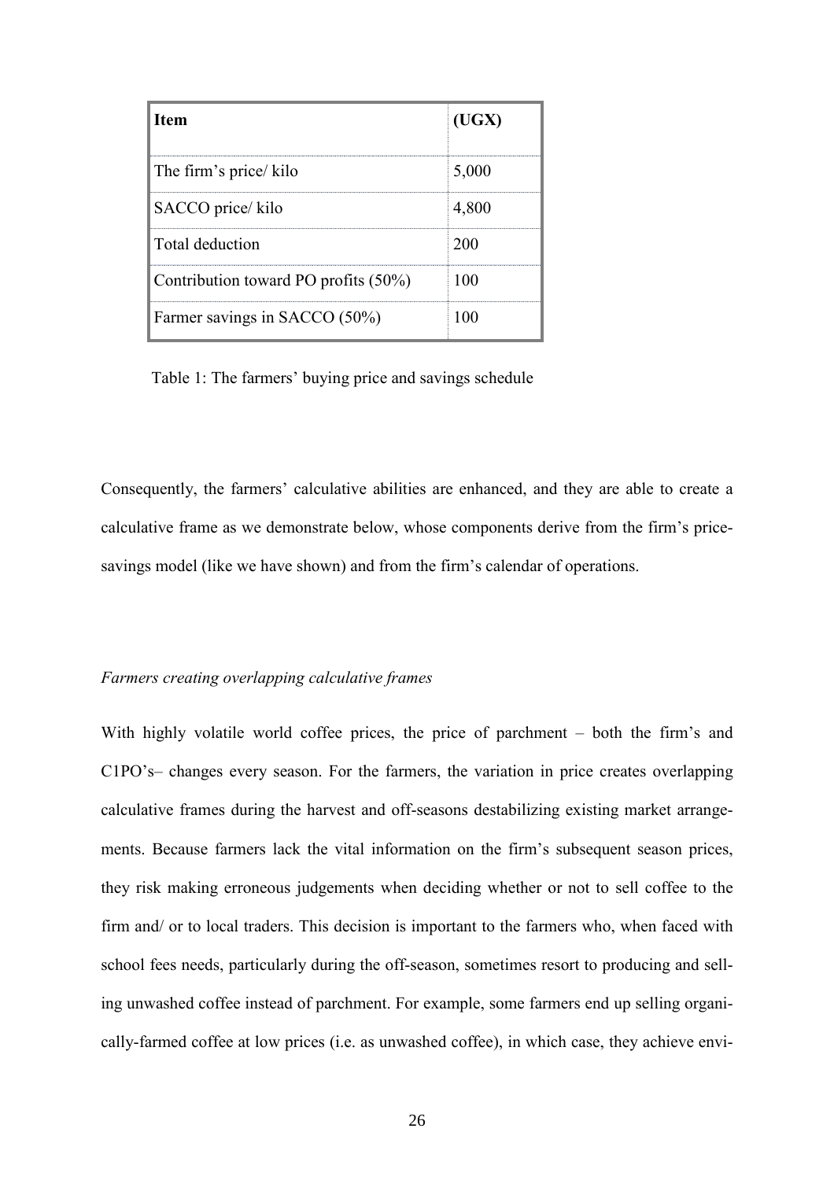| Item | (UGX) |
|---|---|
| The firm's price/ kilo | 5,000 |
| SACCO price/ kilo | 4,800 |
| Total deduction | 200 |
| Contribution toward PO profits (50%) | 100 |
| Farmer savings in SACCO (50%) | 100 |

Table 1: The farmers' buying price and savings schedule

Consequently, the farmers' calculative abilities are enhanced, and they are able to create a calculative frame as we demonstrate below, whose components derive from the firm's price-savings model (like we have shown) and from the firm's calendar of operations.

*Farmers creating overlapping calculative frames*

With highly volatile world coffee prices, the price of parchment – both the firm's and C1PO's– changes every season. For the farmers, the variation in price creates overlapping calculative frames during the harvest and off-seasons destabilizing existing market arrangements. Because farmers lack the vital information on the firm's subsequent season prices, they risk making erroneous judgements when deciding whether or not to sell coffee to the firm and/ or to local traders. This decision is important to the farmers who, when faced with school fees needs, particularly during the off-season, sometimes resort to producing and selling unwashed coffee instead of parchment. For example, some farmers end up selling organically-farmed coffee at low prices (i.e. as unwashed coffee), in which case, they achieve envi-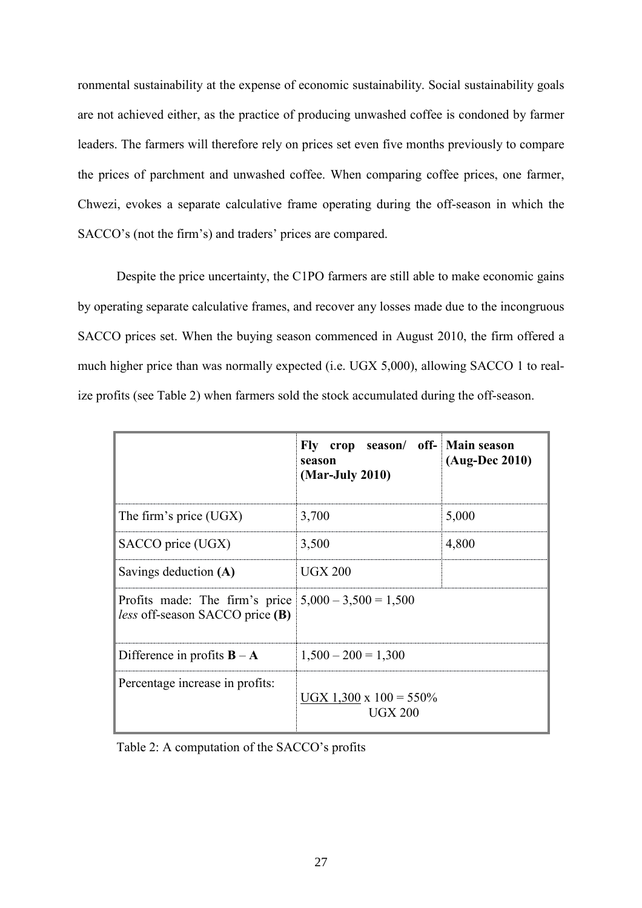ronmental sustainability at the expense of economic sustainability. Social sustainability goals are not achieved either, as the practice of producing unwashed coffee is condoned by farmer leaders. The farmers will therefore rely on prices set even five months previously to compare the prices of parchment and unwashed coffee. When comparing coffee prices, one farmer, Chwezi, evokes a separate calculative frame operating during the off-season in which the SACCO's (not the firm's) and traders' prices are compared.

Despite the price uncertainty, the C1PO farmers are still able to make economic gains by operating separate calculative frames, and recover any losses made due to the incongruous SACCO prices set. When the buying season commenced in August 2010, the firm offered a much higher price than was normally expected (i.e. UGX 5,000), allowing SACCO 1 to realize profits (see Table 2) when farmers sold the stock accumulated during the off-season.

| | **Fly crop season/ off-season (Mar-July 2010)** | **Main season (Aug-Dec 2010)** |
|---|---|---|
| The firm's price (UGX) | 3,700 | 5,000 |
| SACCO price (UGX) | 3,500 | 4,800 |
| Savings deduction **(A)** | UGX 200 | |
| Profits made: The firm's price *less* off-season SACCO price **(B)** | 5,000 – 3,500 = 1,500 | |
| Difference in profits **B** – **A** | 1,500 – 200 = 1,300 | |
| Percentage increase in profits: | $\frac{\text{UGX } 1{,}300}{\text{UGX } 200} \times 100 = 550\%$ | |

Table 2: A computation of the SACCO's profits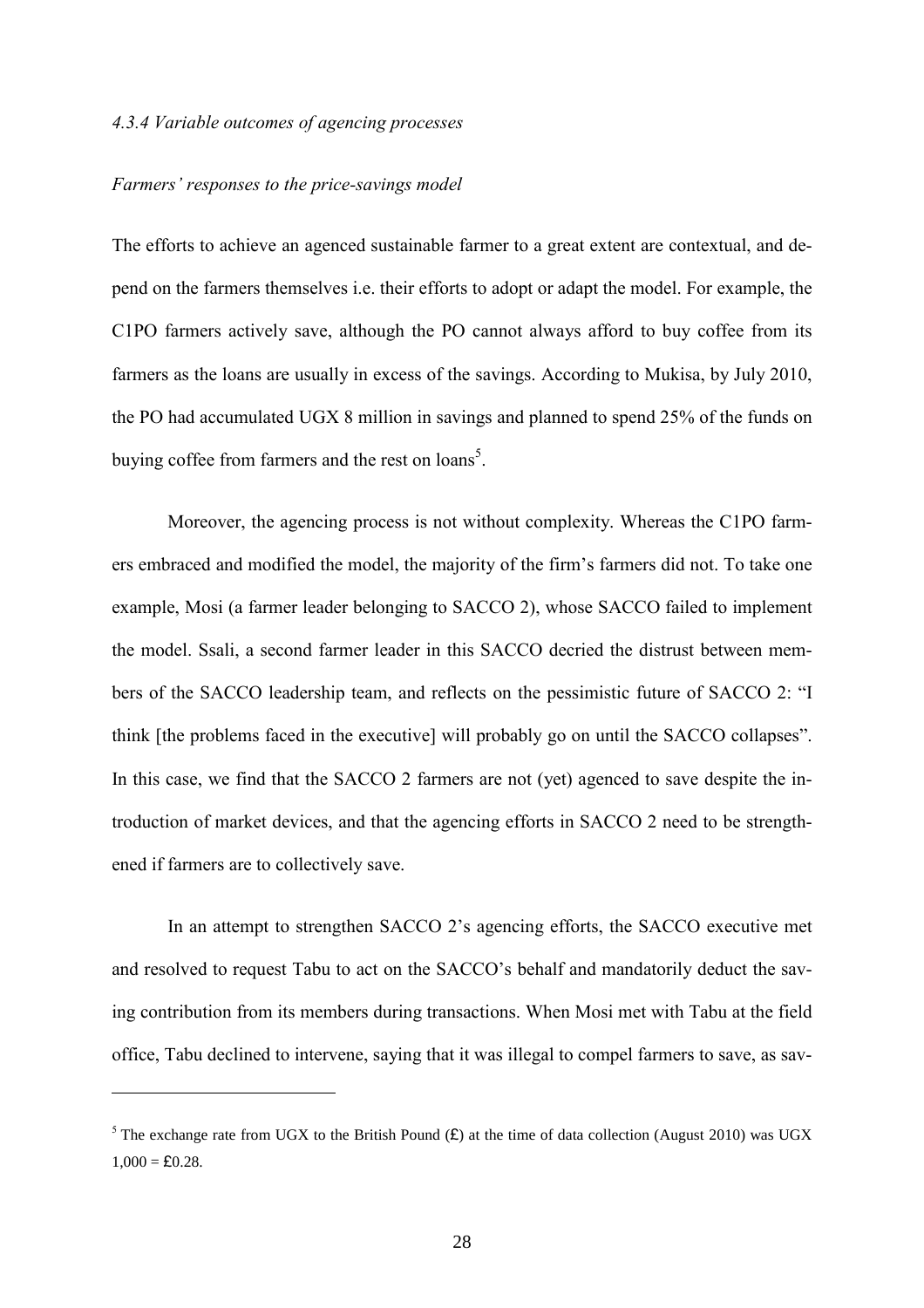#### *4.3.4 Variable outcomes of agencing processes*

*Farmers' responses to the price-savings model*

The efforts to achieve an agenced sustainable farmer to a great extent are contextual, and depend on the farmers themselves i.e. their efforts to adopt or adapt the model. For example, the C1PO farmers actively save, although the PO cannot always afford to buy coffee from its farmers as the loans are usually in excess of the savings. According to Mukisa, by July 2010, the PO had accumulated UGX 8 million in savings and planned to spend 25% of the funds on buying coffee from farmers and the rest on loans[5].

Moreover, the agencing process is not without complexity. Whereas the C1PO farmers embraced and modified the model, the majority of the firm's farmers did not. To take one example, Mosi (a farmer leader belonging to SACCO 2), whose SACCO failed to implement the model. Ssali, a second farmer leader in this SACCO decried the distrust between members of the SACCO leadership team, and reflects on the pessimistic future of SACCO 2: "I think [the problems faced in the executive] will probably go on until the SACCO collapses". In this case, we find that the SACCO 2 farmers are not (yet) agenced to save despite the introduction of market devices, and that the agencing efforts in SACCO 2 need to be strengthened if farmers are to collectively save.

In an attempt to strengthen SACCO 2's agencing efforts, the SACCO executive met and resolved to request Tabu to act on the SACCO's behalf and mandatorily deduct the saving contribution from its members during transactions. When Mosi met with Tabu at the field office, Tabu declined to intervene, saying that it was illegal to compel farmers to save, as sav-

[5] The exchange rate from UGX to the British Pound (£) at the time of data collection (August 2010) was UGX 1,000 = £0.28.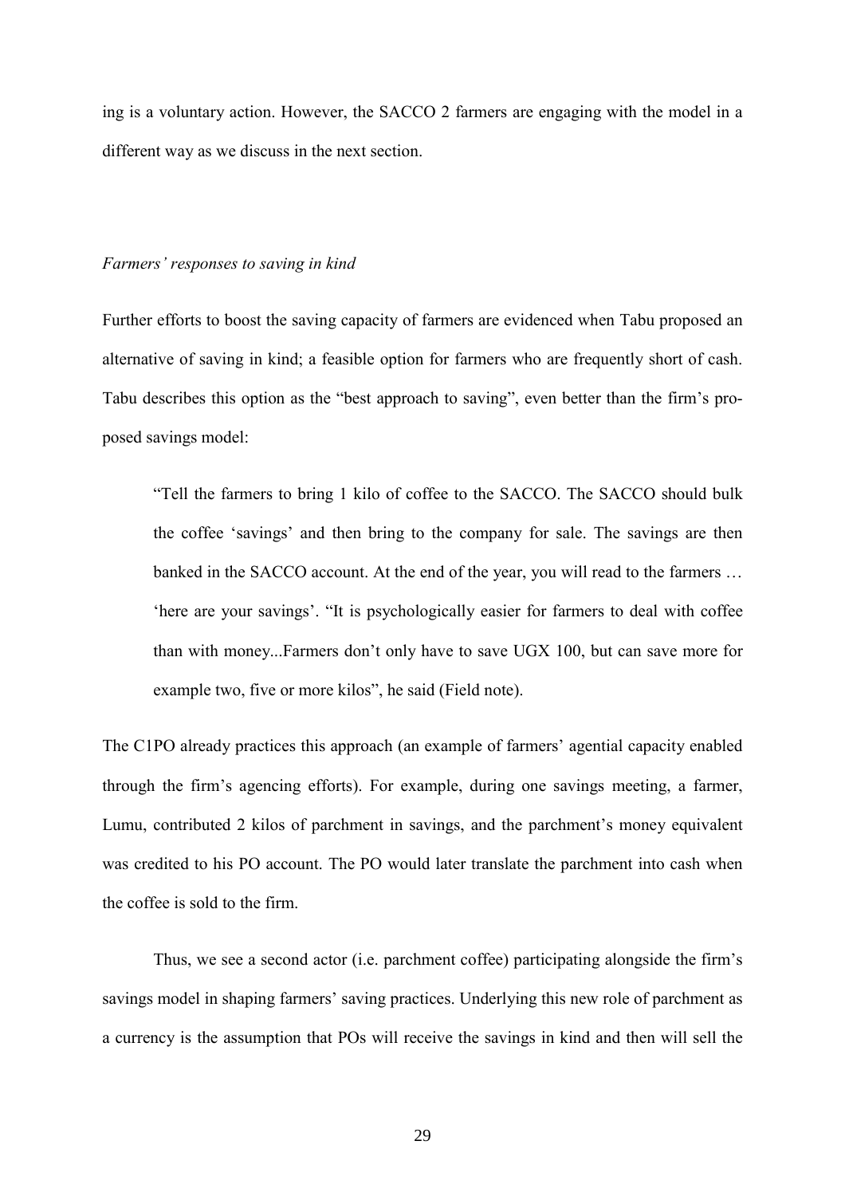ing is a voluntary action. However, the SACCO 2 farmers are engaging with the model in a different way as we discuss in the next section.

*Farmers' responses to saving in kind*

Further efforts to boost the saving capacity of farmers are evidenced when Tabu proposed an alternative of saving in kind; a feasible option for farmers who are frequently short of cash. Tabu describes this option as the "best approach to saving", even better than the firm's proposed savings model:

> "Tell the farmers to bring 1 kilo of coffee to the SACCO. The SACCO should bulk the coffee 'savings' and then bring to the company for sale. The savings are then banked in the SACCO account. At the end of the year, you will read to the farmers … 'here are your savings'. "It is psychologically easier for farmers to deal with coffee than with money...Farmers don't only have to save UGX 100, but can save more for example two, five or more kilos", he said (Field note).

The C1PO already practices this approach (an example of farmers' agential capacity enabled through the firm's agencing efforts). For example, during one savings meeting, a farmer, Lumu, contributed 2 kilos of parchment in savings, and the parchment's money equivalent was credited to his PO account. The PO would later translate the parchment into cash when the coffee is sold to the firm.

Thus, we see a second actor (i.e. parchment coffee) participating alongside the firm's savings model in shaping farmers' saving practices. Underlying this new role of parchment as a currency is the assumption that POs will receive the savings in kind and then will sell the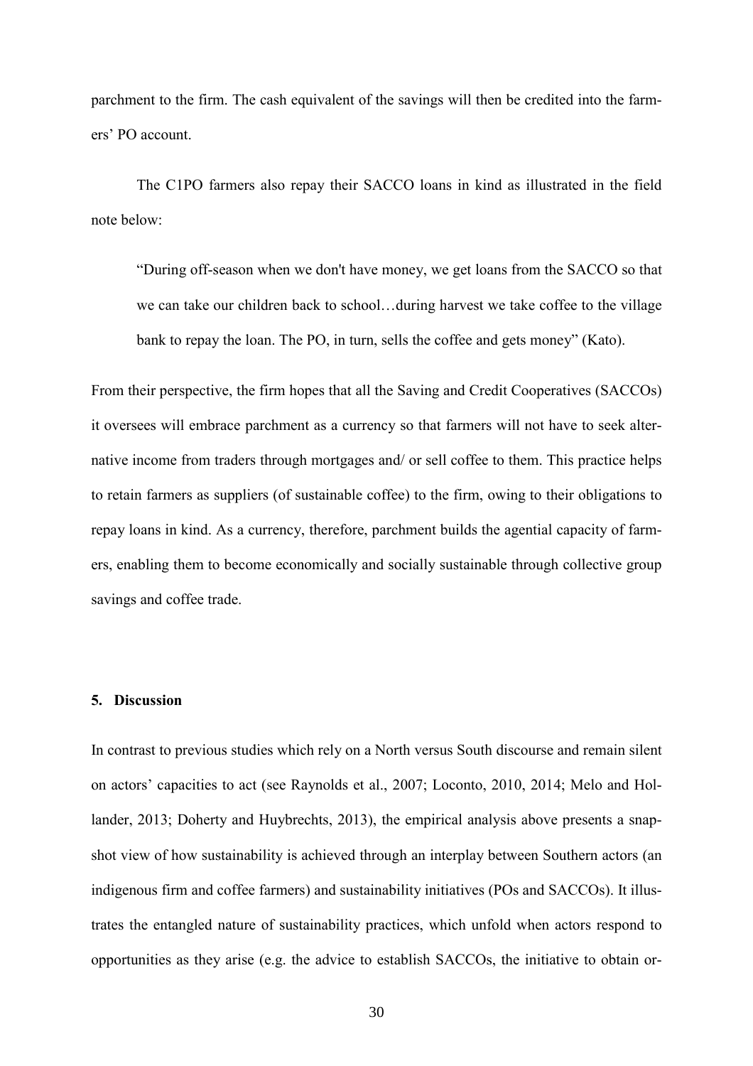parchment to the firm. The cash equivalent of the savings will then be credited into the farmers' PO account.

The C1PO farmers also repay their SACCO loans in kind as illustrated in the field note below:

> "During off-season when we don't have money, we get loans from the SACCO so that we can take our children back to school…during harvest we take coffee to the village bank to repay the loan. The PO, in turn, sells the coffee and gets money" (Kato).

From their perspective, the firm hopes that all the Saving and Credit Cooperatives (SACCOs) it oversees will embrace parchment as a currency so that farmers will not have to seek alternative income from traders through mortgages and/ or sell coffee to them. This practice helps to retain farmers as suppliers (of sustainable coffee) to the firm, owing to their obligations to repay loans in kind. As a currency, therefore, parchment builds the agential capacity of farmers, enabling them to become economically and socially sustainable through collective group savings and coffee trade.

## 5. Discussion

In contrast to previous studies which rely on a North versus South discourse and remain silent on actors' capacities to act (see Raynolds et al., 2007; Loconto, 2010, 2014; Melo and Hollander, 2013; Doherty and Huybrechts, 2013), the empirical analysis above presents a snapshot view of how sustainability is achieved through an interplay between Southern actors (an indigenous firm and coffee farmers) and sustainability initiatives (POs and SACCOs). It illustrates the entangled nature of sustainability practices, which unfold when actors respond to opportunities as they arise (e.g. the advice to establish SACCOs, the initiative to obtain or-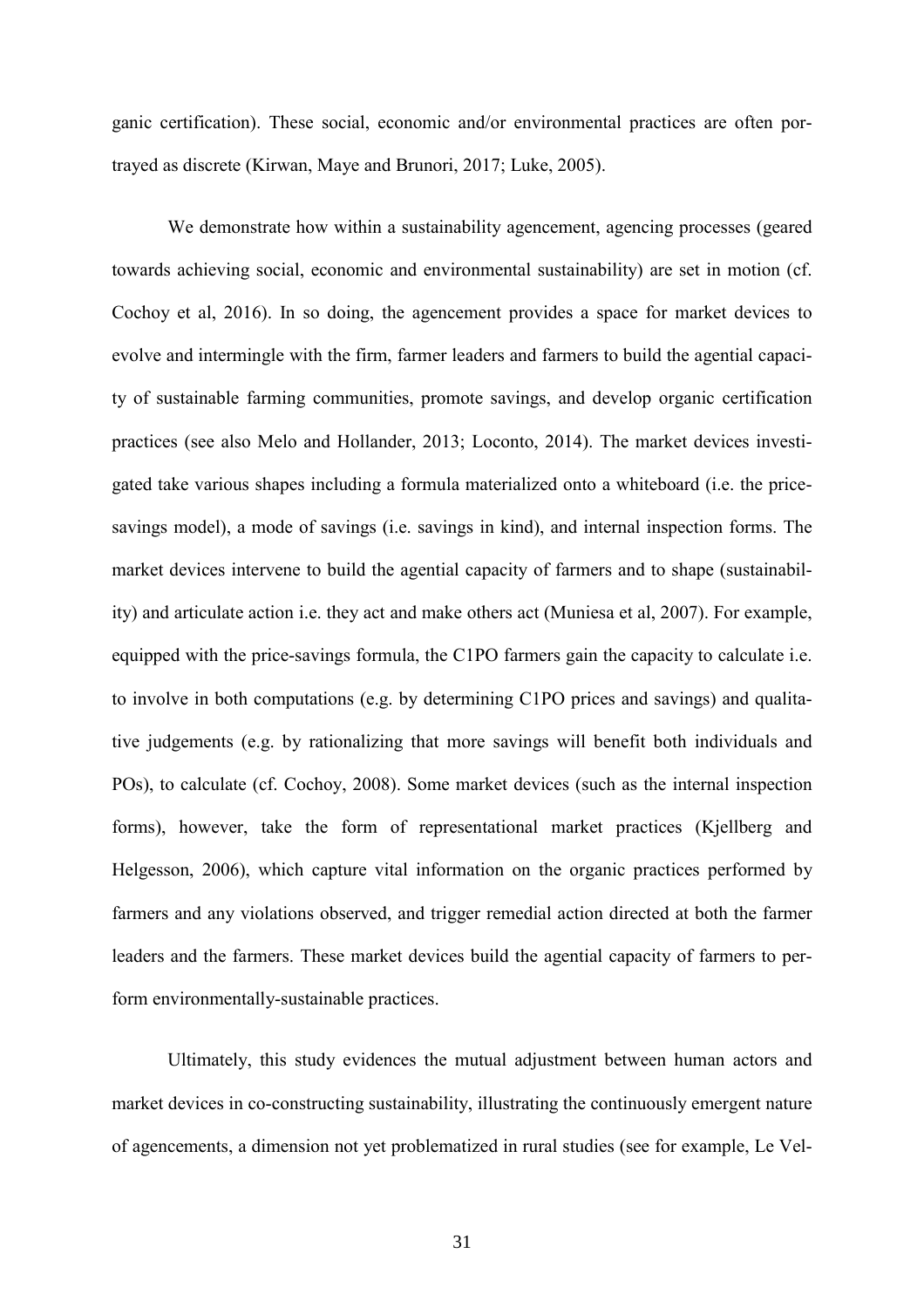ganic certification). These social, economic and/or environmental practices are often portrayed as discrete (Kirwan, Maye and Brunori, 2017; Luke, 2005).

We demonstrate how within a sustainability agencement, agencing processes (geared towards achieving social, economic and environmental sustainability) are set in motion (cf. Cochoy et al, 2016). In so doing, the agencement provides a space for market devices to evolve and intermingle with the firm, farmer leaders and farmers to build the agential capacity of sustainable farming communities, promote savings, and develop organic certification practices (see also Melo and Hollander, 2013; Loconto, 2014). The market devices investigated take various shapes including a formula materialized onto a whiteboard (i.e. the price-savings model), a mode of savings (i.e. savings in kind), and internal inspection forms. The market devices intervene to build the agential capacity of farmers and to shape (sustainability) and articulate action i.e. they act and make others act (Muniesa et al, 2007). For example, equipped with the price-savings formula, the C1PO farmers gain the capacity to calculate i.e. to involve in both computations (e.g. by determining C1PO prices and savings) and qualitative judgements (e.g. by rationalizing that more savings will benefit both individuals and POs), to calculate (cf. Cochoy, 2008). Some market devices (such as the internal inspection forms), however, take the form of representational market practices (Kjellberg and Helgesson, 2006), which capture vital information on the organic practices performed by farmers and any violations observed, and trigger remedial action directed at both the farmer leaders and the farmers. These market devices build the agential capacity of farmers to perform environmentally-sustainable practices.

Ultimately, this study evidences the mutual adjustment between human actors and market devices in co-constructing sustainability, illustrating the continuously emergent nature of agencements, a dimension not yet problematized in rural studies (see for example, Le Vel-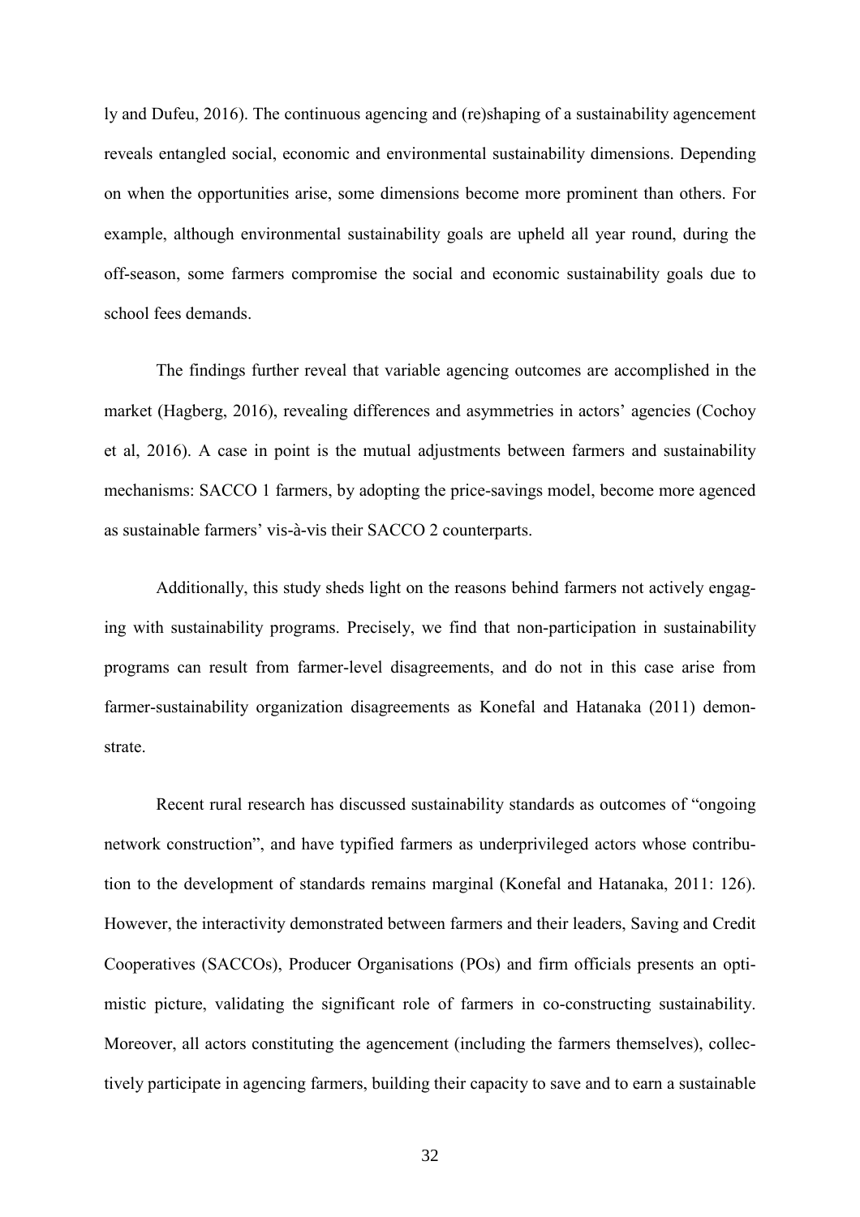ly and Dufeu, 2016). The continuous agencing and (re)shaping of a sustainability agencement reveals entangled social, economic and environmental sustainability dimensions. Depending on when the opportunities arise, some dimensions become more prominent than others. For example, although environmental sustainability goals are upheld all year round, during the off-season, some farmers compromise the social and economic sustainability goals due to school fees demands.

The findings further reveal that variable agencing outcomes are accomplished in the market (Hagberg, 2016), revealing differences and asymmetries in actors' agencies (Cochoy et al, 2016). A case in point is the mutual adjustments between farmers and sustainability mechanisms: SACCO 1 farmers, by adopting the price-savings model, become more agenced as sustainable farmers' vis-à-vis their SACCO 2 counterparts.

Additionally, this study sheds light on the reasons behind farmers not actively engaging with sustainability programs. Precisely, we find that non-participation in sustainability programs can result from farmer-level disagreements, and do not in this case arise from farmer-sustainability organization disagreements as Konefal and Hatanaka (2011) demonstrate.

Recent rural research has discussed sustainability standards as outcomes of "ongoing network construction", and have typified farmers as underprivileged actors whose contribution to the development of standards remains marginal (Konefal and Hatanaka, 2011: 126). However, the interactivity demonstrated between farmers and their leaders, Saving and Credit Cooperatives (SACCOs), Producer Organisations (POs) and firm officials presents an optimistic picture, validating the significant role of farmers in co-constructing sustainability. Moreover, all actors constituting the agencement (including the farmers themselves), collectively participate in agencing farmers, building their capacity to save and to earn a sustainable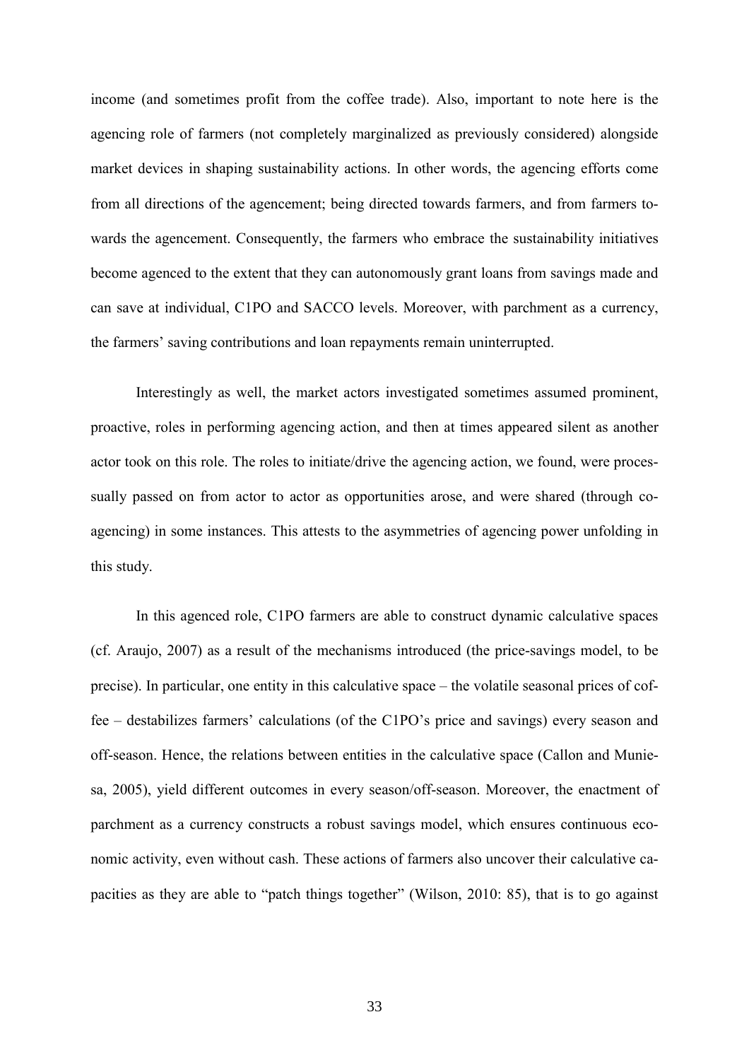income (and sometimes profit from the coffee trade). Also, important to note here is the agencing role of farmers (not completely marginalized as previously considered) alongside market devices in shaping sustainability actions. In other words, the agencing efforts come from all directions of the agencement; being directed towards farmers, and from farmers towards the agencement. Consequently, the farmers who embrace the sustainability initiatives become agenced to the extent that they can autonomously grant loans from savings made and can save at individual, C1PO and SACCO levels. Moreover, with parchment as a currency, the farmers' saving contributions and loan repayments remain uninterrupted.

Interestingly as well, the market actors investigated sometimes assumed prominent, proactive, roles in performing agencing action, and then at times appeared silent as another actor took on this role. The roles to initiate/drive the agencing action, we found, were processually passed on from actor to actor as opportunities arose, and were shared (through co-agencing) in some instances. This attests to the asymmetries of agencing power unfolding in this study.

In this agenced role, C1PO farmers are able to construct dynamic calculative spaces (cf. Araujo, 2007) as a result of the mechanisms introduced (the price-savings model, to be precise). In particular, one entity in this calculative space – the volatile seasonal prices of coffee – destabilizes farmers' calculations (of the C1PO's price and savings) every season and off-season. Hence, the relations between entities in the calculative space (Callon and Muniesa, 2005), yield different outcomes in every season/off-season. Moreover, the enactment of parchment as a currency constructs a robust savings model, which ensures continuous economic activity, even without cash. These actions of farmers also uncover their calculative capacities as they are able to "patch things together" (Wilson, 2010: 85), that is to go against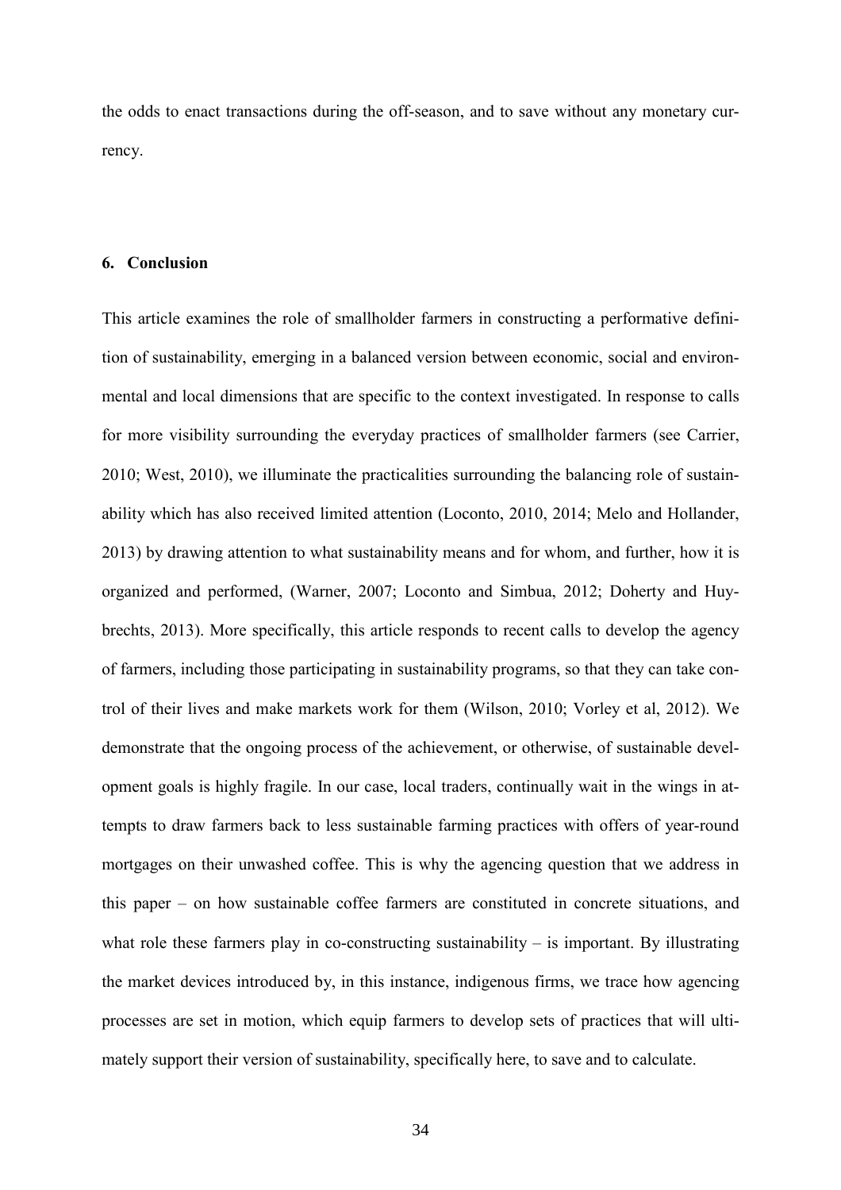the odds to enact transactions during the off-season, and to save without any monetary currency.

## 6. Conclusion

This article examines the role of smallholder farmers in constructing a performative definition of sustainability, emerging in a balanced version between economic, social and environmental and local dimensions that are specific to the context investigated. In response to calls for more visibility surrounding the everyday practices of smallholder farmers (see Carrier, 2010; West, 2010), we illuminate the practicalities surrounding the balancing role of sustainability which has also received limited attention (Loconto, 2010, 2014; Melo and Hollander, 2013) by drawing attention to what sustainability means and for whom, and further, how it is organized and performed, (Warner, 2007; Loconto and Simbua, 2012; Doherty and Huybrechts, 2013). More specifically, this article responds to recent calls to develop the agency of farmers, including those participating in sustainability programs, so that they can take control of their lives and make markets work for them (Wilson, 2010; Vorley et al, 2012). We demonstrate that the ongoing process of the achievement, or otherwise, of sustainable development goals is highly fragile. In our case, local traders, continually wait in the wings in attempts to draw farmers back to less sustainable farming practices with offers of year-round mortgages on their unwashed coffee. This is why the agencing question that we address in this paper – on how sustainable coffee farmers are constituted in concrete situations, and what role these farmers play in co-constructing sustainability – is important. By illustrating the market devices introduced by, in this instance, indigenous firms, we trace how agencing processes are set in motion, which equip farmers to develop sets of practices that will ultimately support their version of sustainability, specifically here, to save and to calculate.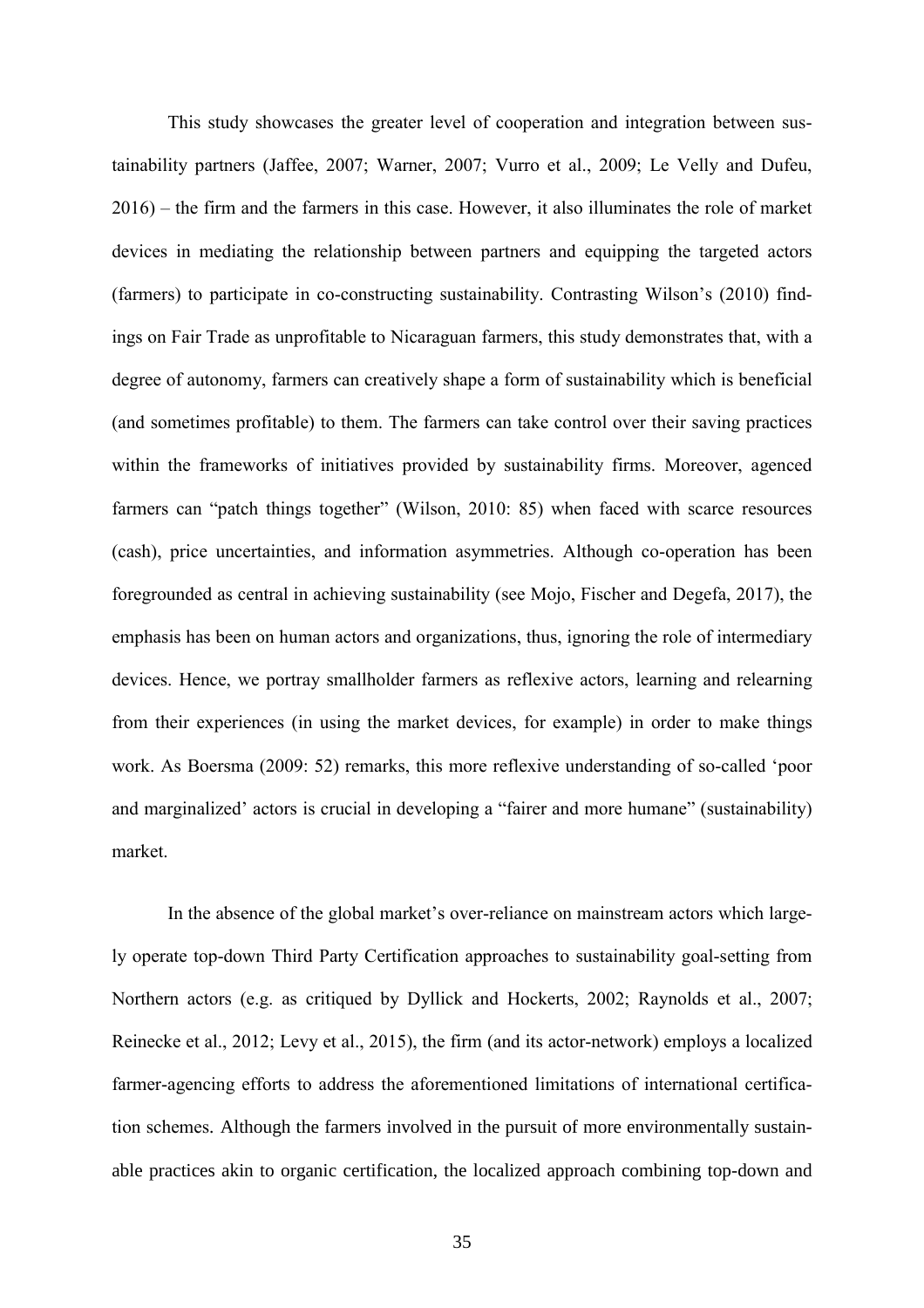This study showcases the greater level of cooperation and integration between sustainability partners (Jaffee, 2007; Warner, 2007; Vurro et al., 2009; Le Velly and Dufeu, 2016) – the firm and the farmers in this case. However, it also illuminates the role of market devices in mediating the relationship between partners and equipping the targeted actors (farmers) to participate in co-constructing sustainability. Contrasting Wilson's (2010) findings on Fair Trade as unprofitable to Nicaraguan farmers, this study demonstrates that, with a degree of autonomy, farmers can creatively shape a form of sustainability which is beneficial (and sometimes profitable) to them. The farmers can take control over their saving practices within the frameworks of initiatives provided by sustainability firms. Moreover, agenced farmers can "patch things together" (Wilson, 2010: 85) when faced with scarce resources (cash), price uncertainties, and information asymmetries. Although co-operation has been foregrounded as central in achieving sustainability (see Mojo, Fischer and Degefa, 2017), the emphasis has been on human actors and organizations, thus, ignoring the role of intermediary devices. Hence, we portray smallholder farmers as reflexive actors, learning and relearning from their experiences (in using the market devices, for example) in order to make things work. As Boersma (2009: 52) remarks, this more reflexive understanding of so-called 'poor and marginalized' actors is crucial in developing a "fairer and more humane" (sustainability) market.

In the absence of the global market's over-reliance on mainstream actors which largely operate top-down Third Party Certification approaches to sustainability goal-setting from Northern actors (e.g. as critiqued by Dyllick and Hockerts, 2002; Raynolds et al., 2007; Reinecke et al., 2012; Levy et al., 2015), the firm (and its actor-network) employs a localized farmer-agencing efforts to address the aforementioned limitations of international certification schemes. Although the farmers involved in the pursuit of more environmentally sustainable practices akin to organic certification, the localized approach combining top-down and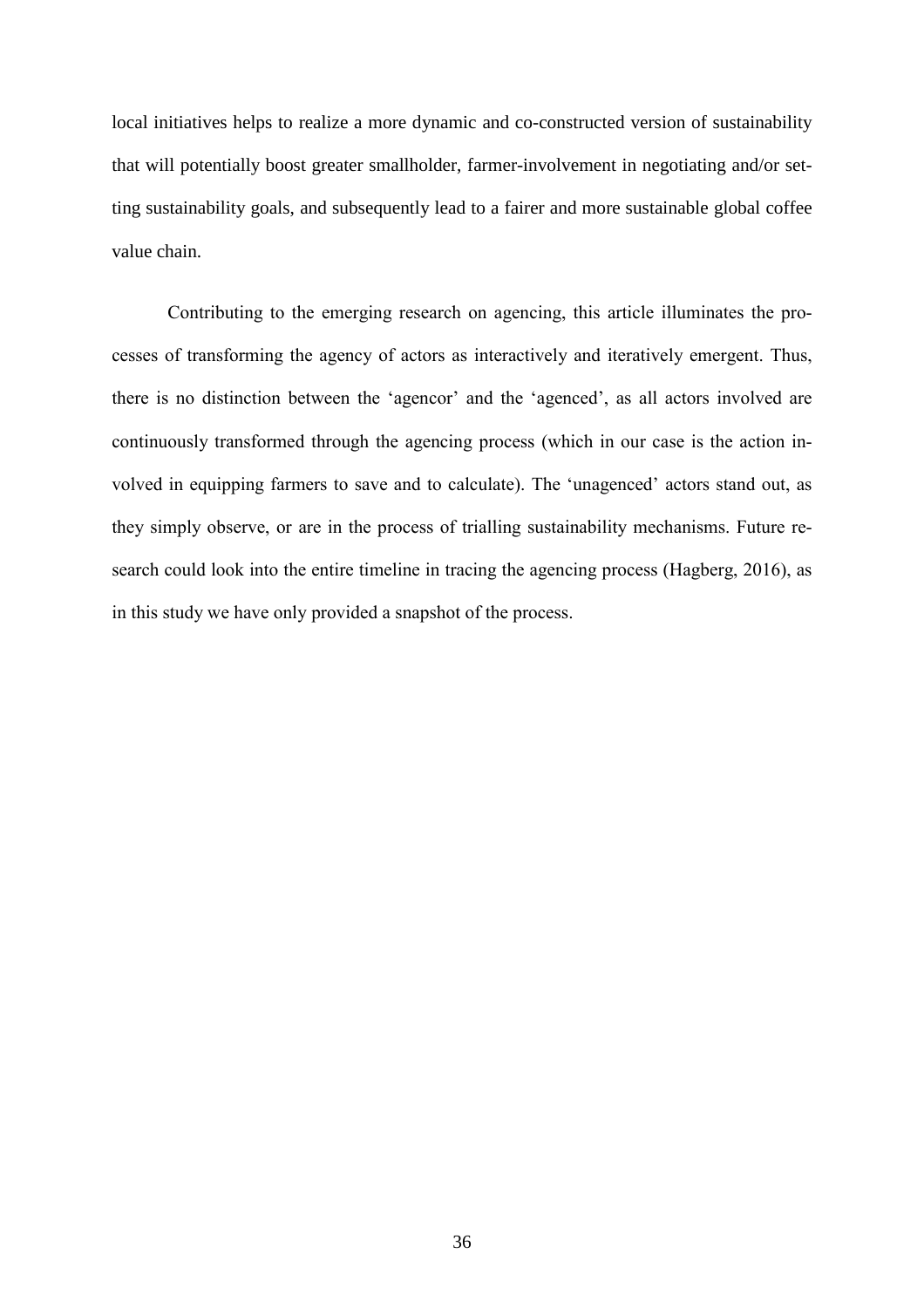local initiatives helps to realize a more dynamic and co-constructed version of sustainability that will potentially boost greater smallholder, farmer-involvement in negotiating and/or setting sustainability goals, and subsequently lead to a fairer and more sustainable global coffee value chain.

Contributing to the emerging research on agencing, this article illuminates the processes of transforming the agency of actors as interactively and iteratively emergent. Thus, there is no distinction between the 'agencor' and the 'agenced', as all actors involved are continuously transformed through the agencing process (which in our case is the action involved in equipping farmers to save and to calculate). The 'unagenced' actors stand out, as they simply observe, or are in the process of trialling sustainability mechanisms. Future research could look into the entire timeline in tracing the agencing process (Hagberg, 2016), as in this study we have only provided a snapshot of the process.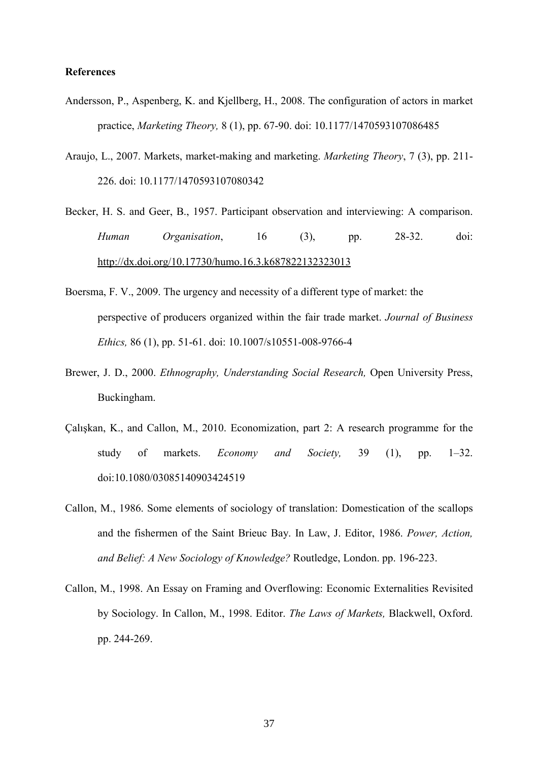**References**

Andersson, P., Aspenberg, K. and Kjellberg, H., 2008. The configuration of actors in market practice, *Marketing Theory,* 8 (1), pp. 67-90. doi: 10.1177/1470593107086485

Araujo, L., 2007. Markets, market-making and marketing. *Marketing Theory*, 7 (3), pp. 211-226. doi: 10.1177/1470593107080342

Becker, H. S. and Geer, B., 1957. Participant observation and interviewing: A comparison. *Human Organisation*, 16 (3), pp. 28-32. doi: http://dx.doi.org/10.17730/humo.16.3.k687822132323013

Boersma, F. V., 2009. The urgency and necessity of a different type of market: the perspective of producers organized within the fair trade market. *Journal of Business Ethics,* 86 (1), pp. 51-61. doi: 10.1007/s10551-008-9766-4

Brewer, J. D., 2000. *Ethnography, Understanding Social Research,* Open University Press, Buckingham.

Çalışkan, K., and Callon, M., 2010. Economization, part 2: A research programme for the study of markets. *Economy and Society,* 39 (1), pp. 1–32. doi:10.1080/03085140903424519

Callon, M., 1986. Some elements of sociology of translation: Domestication of the scallops and the fishermen of the Saint Brieuc Bay. In Law, J. Editor, 1986. *Power, Action, and Belief: A New Sociology of Knowledge?* Routledge, London. pp. 196-223.

Callon, M., 1998. An Essay on Framing and Overflowing: Economic Externalities Revisited by Sociology. In Callon, M., 1998. Editor. *The Laws of Markets,* Blackwell, Oxford. pp. 244-269.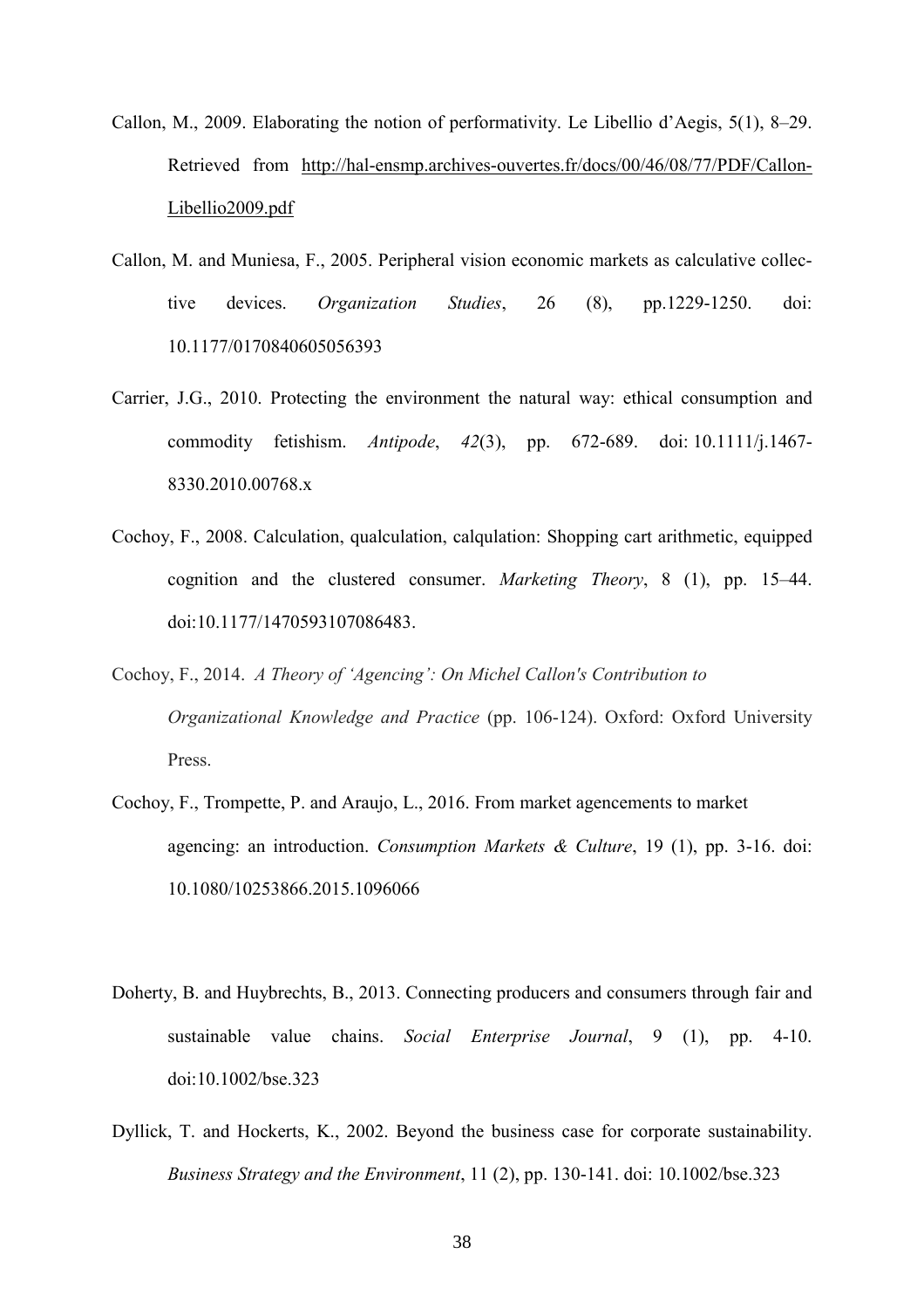Callon, M., 2009. Elaborating the notion of performativity. Le Libellio d'Aegis, 5(1), 8–29. Retrieved from http://hal-ensmp.archives-ouvertes.fr/docs/00/46/08/77/PDF/Callon-Libellio2009.pdf

Callon, M. and Muniesa, F., 2005. Peripheral vision economic markets as calculative collective devices. *Organization Studies*, 26 (8), pp.1229-1250. doi: 10.1177/0170840605056393

Carrier, J.G., 2010. Protecting the environment the natural way: ethical consumption and commodity fetishism. *Antipode*, *42*(3), pp. 672-689. doi: 10.1111/j.1467-8330.2010.00768.x

Cochoy, F., 2008. Calculation, qualculation, calqulation: Shopping cart arithmetic, equipped cognition and the clustered consumer. *Marketing Theory*, 8 (1), pp. 15–44. doi:10.1177/1470593107086483.

Cochoy, F., 2014. *A Theory of 'Agencing': On Michel Callon's Contribution to Organizational Knowledge and Practice* (pp. 106-124). Oxford: Oxford University Press.

Cochoy, F., Trompette, P. and Araujo, L., 2016. From market agencements to market agencing: an introduction. *Consumption Markets & Culture*, 19 (1), pp. 3-16. doi: 10.1080/10253866.2015.1096066

Doherty, B. and Huybrechts, B., 2013. Connecting producers and consumers through fair and sustainable value chains. *Social Enterprise Journal*, 9 (1), pp. 4-10. doi:10.1002/bse.323

Dyllick, T. and Hockerts, K., 2002. Beyond the business case for corporate sustainability. *Business Strategy and the Environment*, 11 (2), pp. 130-141. doi: 10.1002/bse.323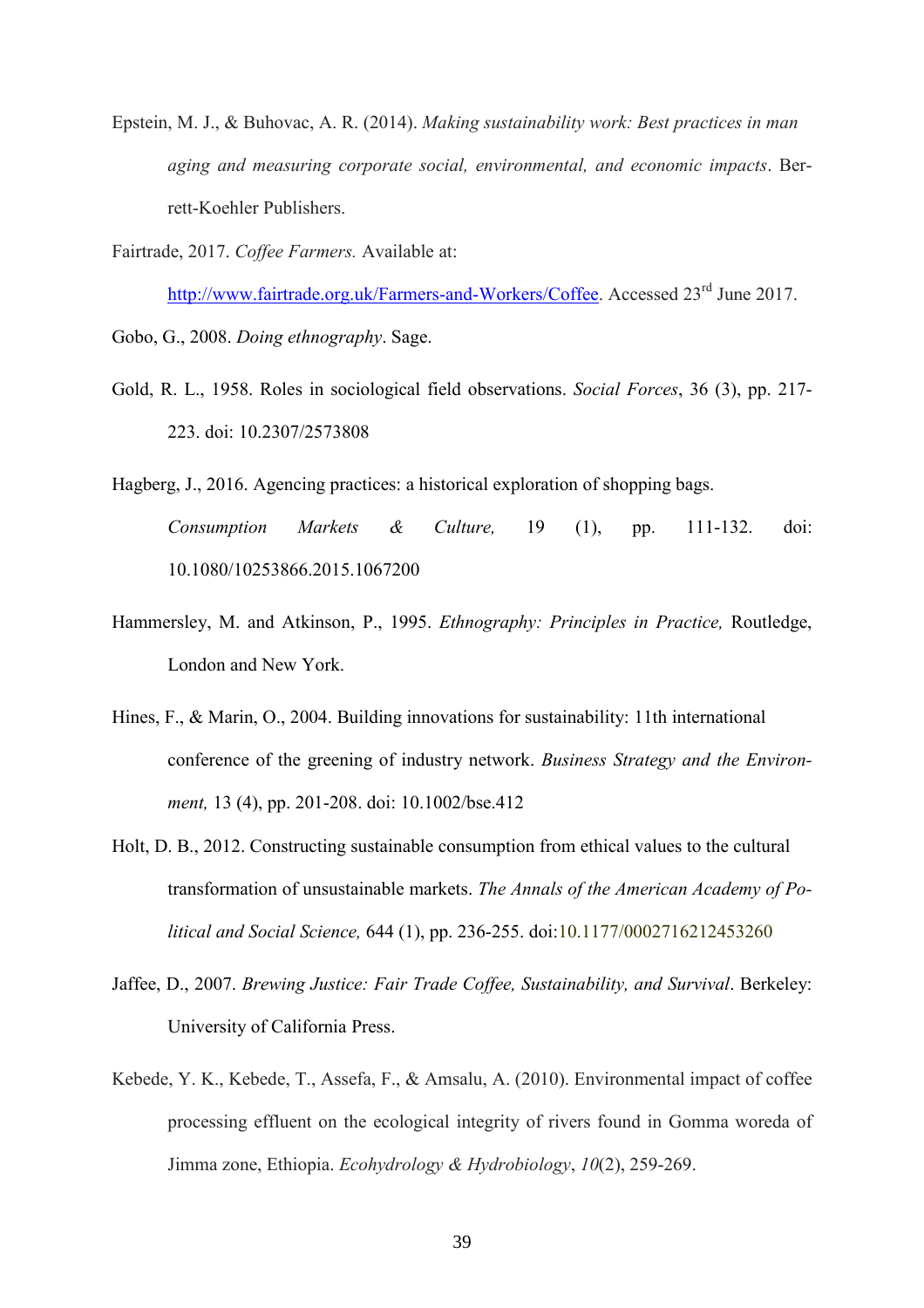Epstein, M. J., & Buhovac, A. R. (2014). *Making sustainability work: Best practices in managing and measuring corporate social, environmental, and economic impacts*. Berrett-Koehler Publishers.

Fairtrade, 2017. *Coffee Farmers.* Available at: http://www.fairtrade.org.uk/Farmers-and-Workers/Coffee. Accessed 23rd June 2017.

Gobo, G., 2008. *Doing ethnography*. Sage.

Gold, R. L., 1958. Roles in sociological field observations. *Social Forces*, 36 (3), pp. 217-223. doi: 10.2307/2573808

Hagberg, J., 2016. Agencing practices: a historical exploration of shopping bags. *Consumption Markets & Culture,* 19 (1), pp. 111-132. doi: 10.1080/10253866.2015.1067200

Hammersley, M. and Atkinson, P., 1995. *Ethnography: Principles in Practice,* Routledge, London and New York.

Hines, F., & Marin, O., 2004. Building innovations for sustainability: 11th international conference of the greening of industry network. *Business Strategy and the Environment,* 13 (4), pp. 201-208. doi: 10.1002/bse.412

Holt, D. B., 2012. Constructing sustainable consumption from ethical values to the cultural transformation of unsustainable markets. *The Annals of the American Academy of Political and Social Science,* 644 (1), pp. 236-255. doi:10.1177/0002716212453260

Jaffee, D., 2007. *Brewing Justice: Fair Trade Coffee, Sustainability, and Survival*. Berkeley: University of California Press.

Kebede, Y. K., Kebede, T., Assefa, F., & Amsalu, A. (2010). Environmental impact of coffee processing effluent on the ecological integrity of rivers found in Gomma woreda of Jimma zone, Ethiopia. *Ecohydrology & Hydrobiology*, *10*(2), 259-269.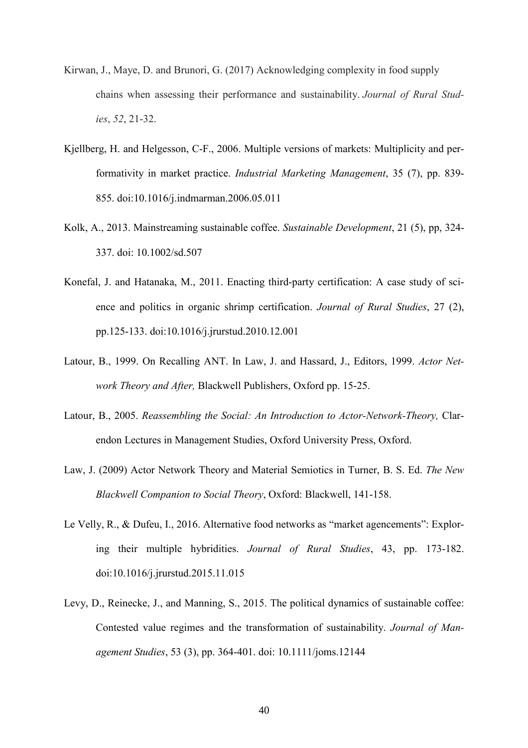Kirwan, J., Maye, D. and Brunori, G. (2017) Acknowledging complexity in food supply chains when assessing their performance and sustainability. *Journal of Rural Studies*, *52*, 21-32.

Kjellberg, H. and Helgesson, C-F., 2006. Multiple versions of markets: Multiplicity and performativity in market practice. *Industrial Marketing Management*, 35 (7), pp. 839-855. doi:10.1016/j.indmarman.2006.05.011

Kolk, A., 2013. Mainstreaming sustainable coffee. *Sustainable Development*, 21 (5), pp, 324-337. doi: 10.1002/sd.507

Konefal, J. and Hatanaka, M., 2011. Enacting third-party certification: A case study of science and politics in organic shrimp certification. *Journal of Rural Studies*, 27 (2), pp.125-133. doi:10.1016/j.jrurstud.2010.12.001

Latour, B., 1999. On Recalling ANT. In Law, J. and Hassard, J., Editors, 1999. *Actor Network Theory and After,* Blackwell Publishers, Oxford pp. 15-25.

Latour, B., 2005. *Reassembling the Social: An Introduction to Actor-Network-Theory,* Clarendon Lectures in Management Studies, Oxford University Press, Oxford.

Law, J. (2009) Actor Network Theory and Material Semiotics in Turner, B. S. Ed. *The New Blackwell Companion to Social Theory*, Oxford: Blackwell, 141-158.

Le Velly, R., & Dufeu, I., 2016. Alternative food networks as "market agencements": Exploring their multiple hybridities. *Journal of Rural Studies*, 43, pp. 173-182. doi:10.1016/j.jrurstud.2015.11.015

Levy, D., Reinecke, J., and Manning, S., 2015. The political dynamics of sustainable coffee: Contested value regimes and the transformation of sustainability. *Journal of Management Studies*, 53 (3), pp. 364-401. doi: 10.1111/joms.12144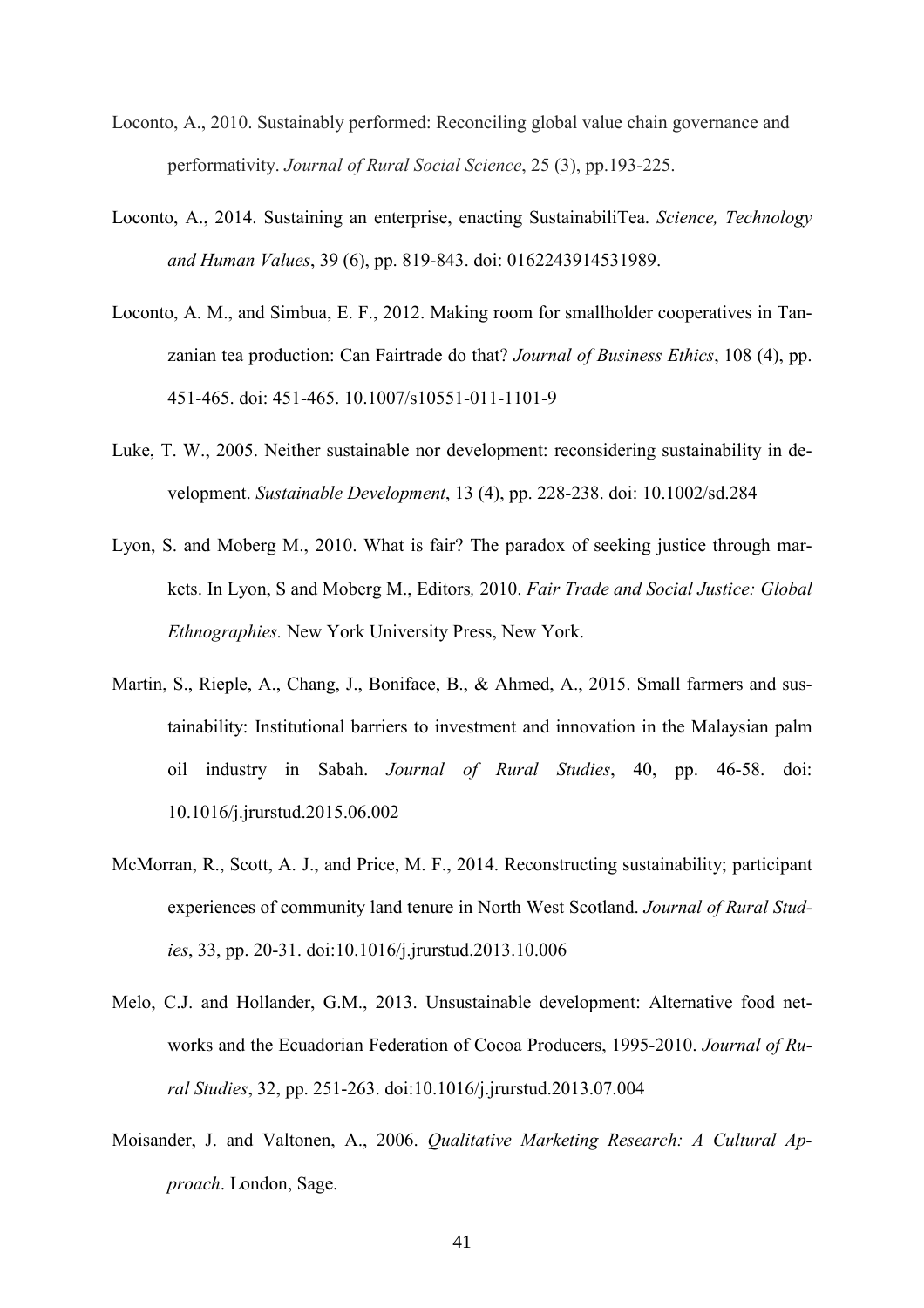Loconto, A., 2010. Sustainably performed: Reconciling global value chain governance and performativity. *Journal of Rural Social Science*, 25 (3), pp.193-225.

Loconto, A., 2014. Sustaining an enterprise, enacting SustainabiliTea. *Science, Technology and Human Values*, 39 (6), pp. 819-843. doi: 0162243914531989.

Loconto, A. M., and Simbua, E. F., 2012. Making room for smallholder cooperatives in Tanzanian tea production: Can Fairtrade do that? *Journal of Business Ethics*, 108 (4), pp. 451-465. doi: 451-465. 10.1007/s10551-011-1101-9

Luke, T. W., 2005. Neither sustainable nor development: reconsidering sustainability in development. *Sustainable Development*, 13 (4), pp. 228-238. doi: 10.1002/sd.284

Lyon, S. and Moberg M., 2010. What is fair? The paradox of seeking justice through markets. In Lyon, S and Moberg M., Editors*,* 2010. *Fair Trade and Social Justice: Global Ethnographies.* New York University Press, New York.

Martin, S., Rieple, A., Chang, J., Boniface, B., & Ahmed, A., 2015. Small farmers and sustainability: Institutional barriers to investment and innovation in the Malaysian palm oil industry in Sabah. *Journal of Rural Studies*, 40, pp. 46-58. doi: 10.1016/j.jrurstud.2015.06.002

McMorran, R., Scott, A. J., and Price, M. F., 2014. Reconstructing sustainability; participant experiences of community land tenure in North West Scotland. *Journal of Rural Studies*, 33, pp. 20-31. doi:10.1016/j.jrurstud.2013.10.006

Melo, C.J. and Hollander, G.M., 2013. Unsustainable development: Alternative food networks and the Ecuadorian Federation of Cocoa Producers, 1995-2010. *Journal of Rural Studies*, 32, pp. 251-263. doi:10.1016/j.jrurstud.2013.07.004

Moisander, J. and Valtonen, A., 2006. *Qualitative Marketing Research: A Cultural Approach*. London, Sage.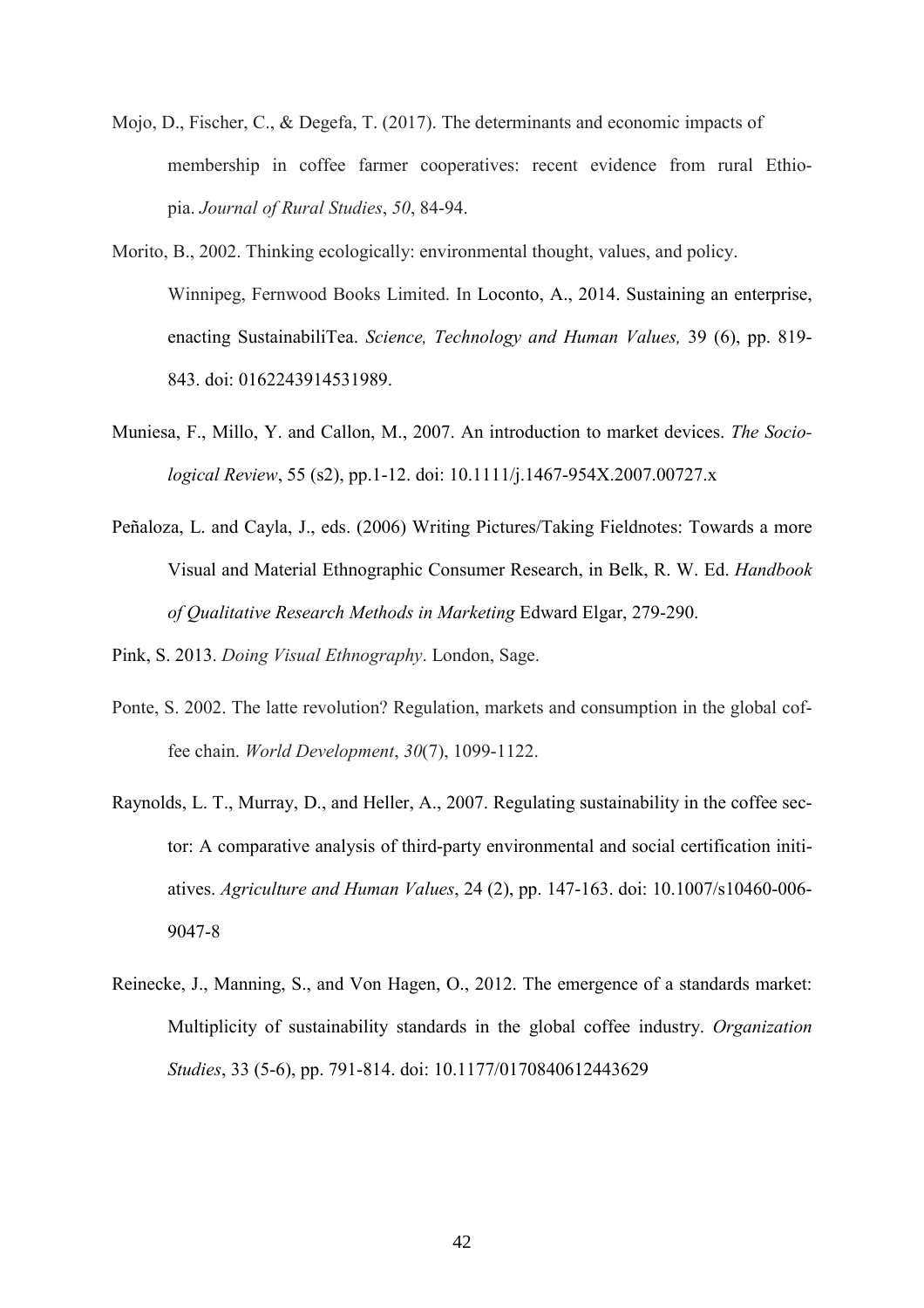Mojo, D., Fischer, C., & Degefa, T. (2017). The determinants and economic impacts of membership in coffee farmer cooperatives: recent evidence from rural Ethiopia. *Journal of Rural Studies*, *50*, 84-94.

Morito, B., 2002. Thinking ecologically: environmental thought, values, and policy. Winnipeg, Fernwood Books Limited. In Loconto, A., 2014. Sustaining an enterprise, enacting SustainabiliTea. *Science, Technology and Human Values,* 39 (6), pp. 819-843. doi: 0162243914531989.

Muniesa, F., Millo, Y. and Callon, M., 2007. An introduction to market devices. *The Sociological Review*, 55 (s2), pp.1-12. doi: 10.1111/j.1467-954X.2007.00727.x

Peñaloza, L. and Cayla, J., eds. (2006) Writing Pictures/Taking Fieldnotes: Towards a more Visual and Material Ethnographic Consumer Research, in Belk, R. W. Ed. *Handbook of Qualitative Research Methods in Marketing* Edward Elgar, 279-290.

Pink, S. 2013. *Doing Visual Ethnography*. London, Sage.

Ponte, S. 2002. The latte revolution? Regulation, markets and consumption in the global coffee chain. *World Development*, *30*(7), 1099-1122.

Raynolds, L. T., Murray, D., and Heller, A., 2007. Regulating sustainability in the coffee sector: A comparative analysis of third-party environmental and social certification initiatives. *Agriculture and Human Values*, 24 (2), pp. 147-163. doi: 10.1007/s10460-006-9047-8

Reinecke, J., Manning, S., and Von Hagen, O., 2012. The emergence of a standards market: Multiplicity of sustainability standards in the global coffee industry. *Organization Studies*, 33 (5-6), pp. 791-814. doi: 10.1177/0170840612443629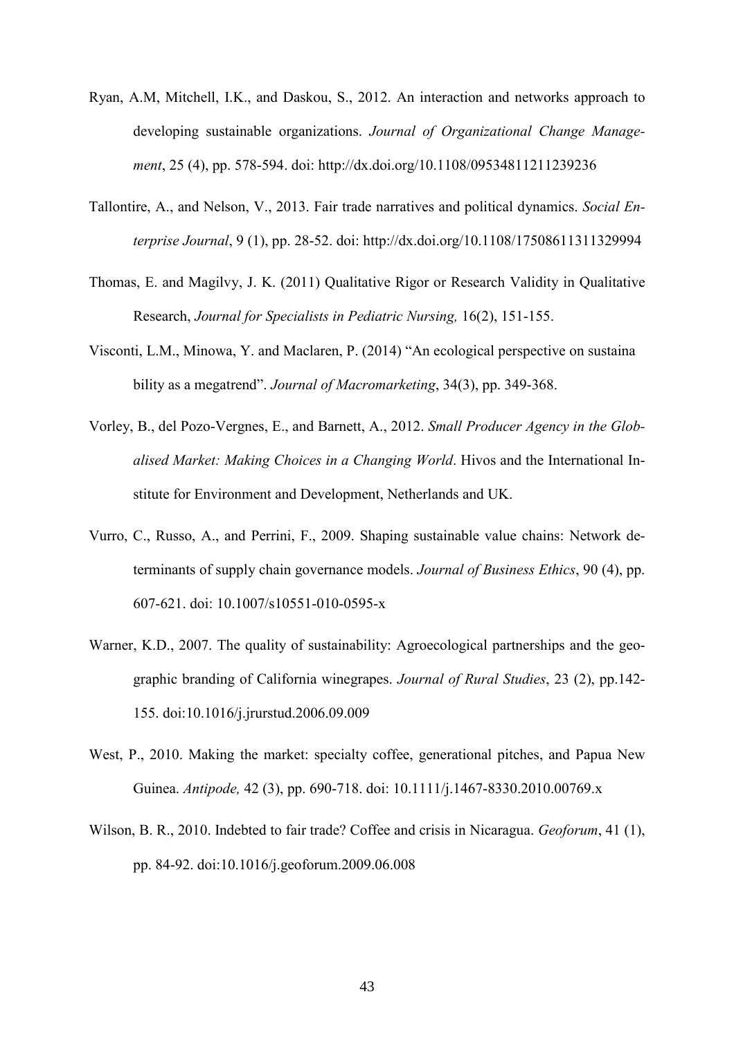Ryan, A.M, Mitchell, I.K., and Daskou, S., 2012. An interaction and networks approach to developing sustainable organizations. *Journal of Organizational Change Management*, 25 (4), pp. 578-594. doi: http://dx.doi.org/10.1108/09534811211239236

Tallontire, A., and Nelson, V., 2013. Fair trade narratives and political dynamics. *Social Enterprise Journal*, 9 (1), pp. 28-52. doi: http://dx.doi.org/10.1108/17508611311329994

Thomas, E. and Magilvy, J. K. (2011) Qualitative Rigor or Research Validity in Qualitative Research, *Journal for Specialists in Pediatric Nursing,* 16(2), 151-155.

Visconti, L.M., Minowa, Y. and Maclaren, P. (2014) "An ecological perspective on sustaina bility as a megatrend". *Journal of Macromarketing*, 34(3), pp. 349-368.

Vorley, B., del Pozo-Vergnes, E., and Barnett, A., 2012. *Small Producer Agency in the Globalised Market: Making Choices in a Changing World*. Hivos and the International Institute for Environment and Development, Netherlands and UK.

Vurro, C., Russo, A., and Perrini, F., 2009. Shaping sustainable value chains: Network determinants of supply chain governance models. *Journal of Business Ethics*, 90 (4), pp. 607-621. doi: 10.1007/s10551-010-0595-x

Warner, K.D., 2007. The quality of sustainability: Agroecological partnerships and the geographic branding of California winegrapes. *Journal of Rural Studies*, 23 (2), pp.142-155. doi:10.1016/j.jrurstud.2006.09.009

West, P., 2010. Making the market: specialty coffee, generational pitches, and Papua New Guinea. *Antipode,* 42 (3), pp. 690-718. doi: 10.1111/j.1467-8330.2010.00769.x

Wilson, B. R., 2010. Indebted to fair trade? Coffee and crisis in Nicaragua. *Geoforum*, 41 (1), pp. 84-92. doi:10.1016/j.geoforum.2009.06.008